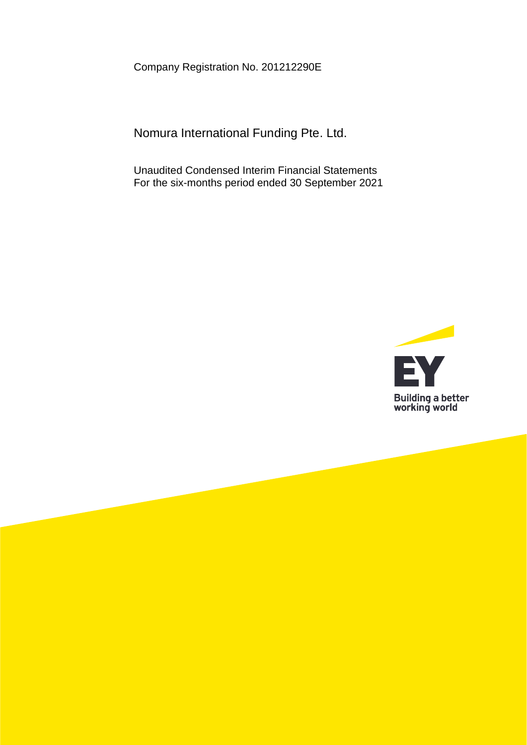Company Registration No. 201212290E

# Nomura International Funding Pte. Ltd.

Unaudited Condensed Interim Financial Statements
For the six-months period ended 30 September 2021

EY
Building a better working world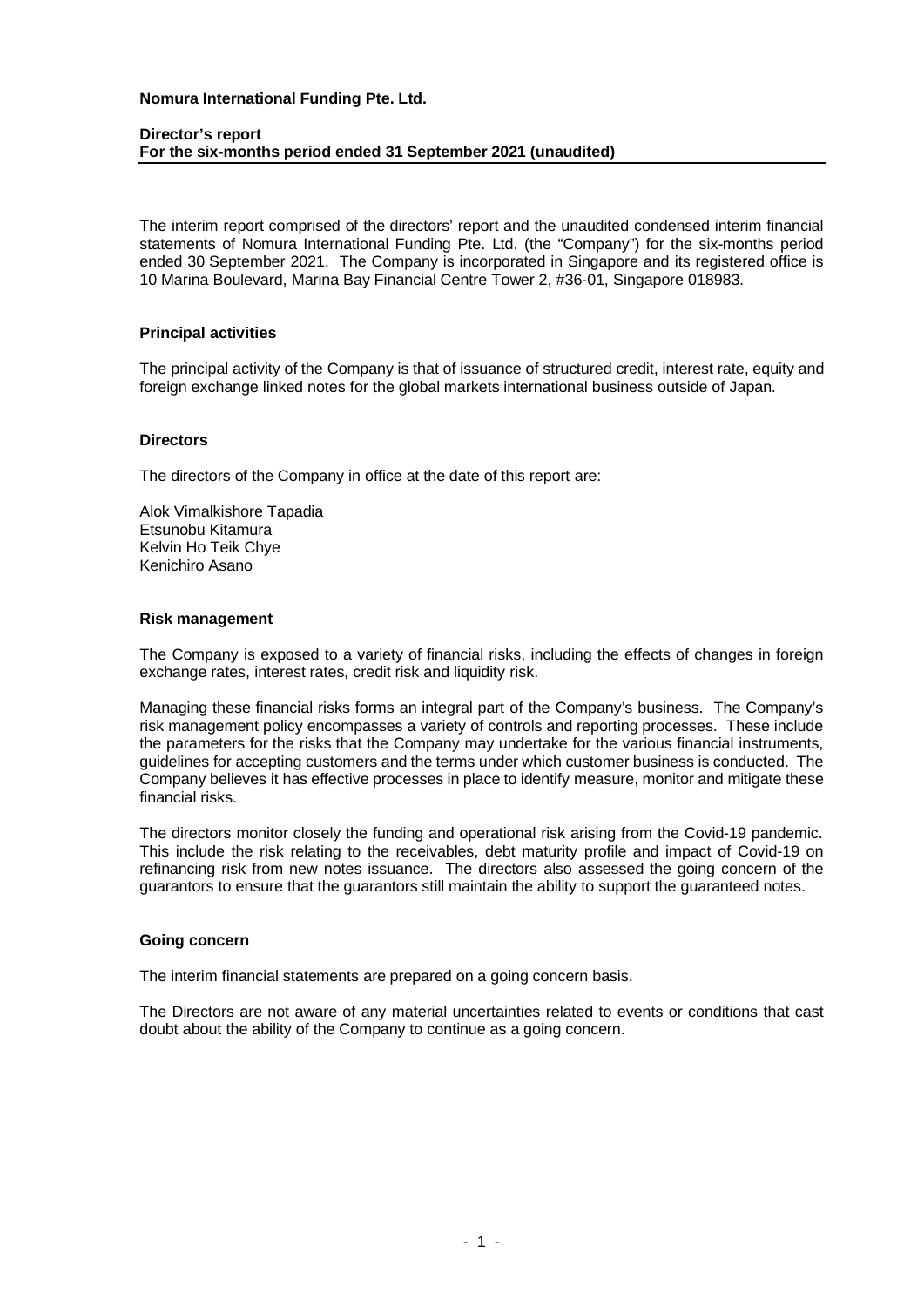**Nomura International Funding Pte. Ltd.**

**Director's report**
**For the six-months period ended 31 September 2021 (unaudited)**

The interim report comprised of the directors' report and the unaudited condensed interim financial statements of Nomura International Funding Pte. Ltd. (the "Company") for the six-months period ended 30 September 2021. The Company is incorporated in Singapore and its registered office is 10 Marina Boulevard, Marina Bay Financial Centre Tower 2, #36-01, Singapore 018983.

**Principal activities**

The principal activity of the Company is that of issuance of structured credit, interest rate, equity and foreign exchange linked notes for the global markets international business outside of Japan.

**Directors**

The directors of the Company in office at the date of this report are:

Alok Vimalkishore Tapadia
Etsunobu Kitamura
Kelvin Ho Teik Chye
Kenichiro Asano

**Risk management**

The Company is exposed to a variety of financial risks, including the effects of changes in foreign exchange rates, interest rates, credit risk and liquidity risk.

Managing these financial risks forms an integral part of the Company's business. The Company's risk management policy encompasses a variety of controls and reporting processes. These include the parameters for the risks that the Company may undertake for the various financial instruments, guidelines for accepting customers and the terms under which customer business is conducted. The Company believes it has effective processes in place to identify measure, monitor and mitigate these financial risks.

The directors monitor closely the funding and operational risk arising from the Covid-19 pandemic. This include the risk relating to the receivables, debt maturity profile and impact of Covid-19 on refinancing risk from new notes issuance. The directors also assessed the going concern of the guarantors to ensure that the guarantors still maintain the ability to support the guaranteed notes.

**Going concern**

The interim financial statements are prepared on a going concern basis.

The Directors are not aware of any material uncertainties related to events or conditions that cast doubt about the ability of the Company to continue as a going concern.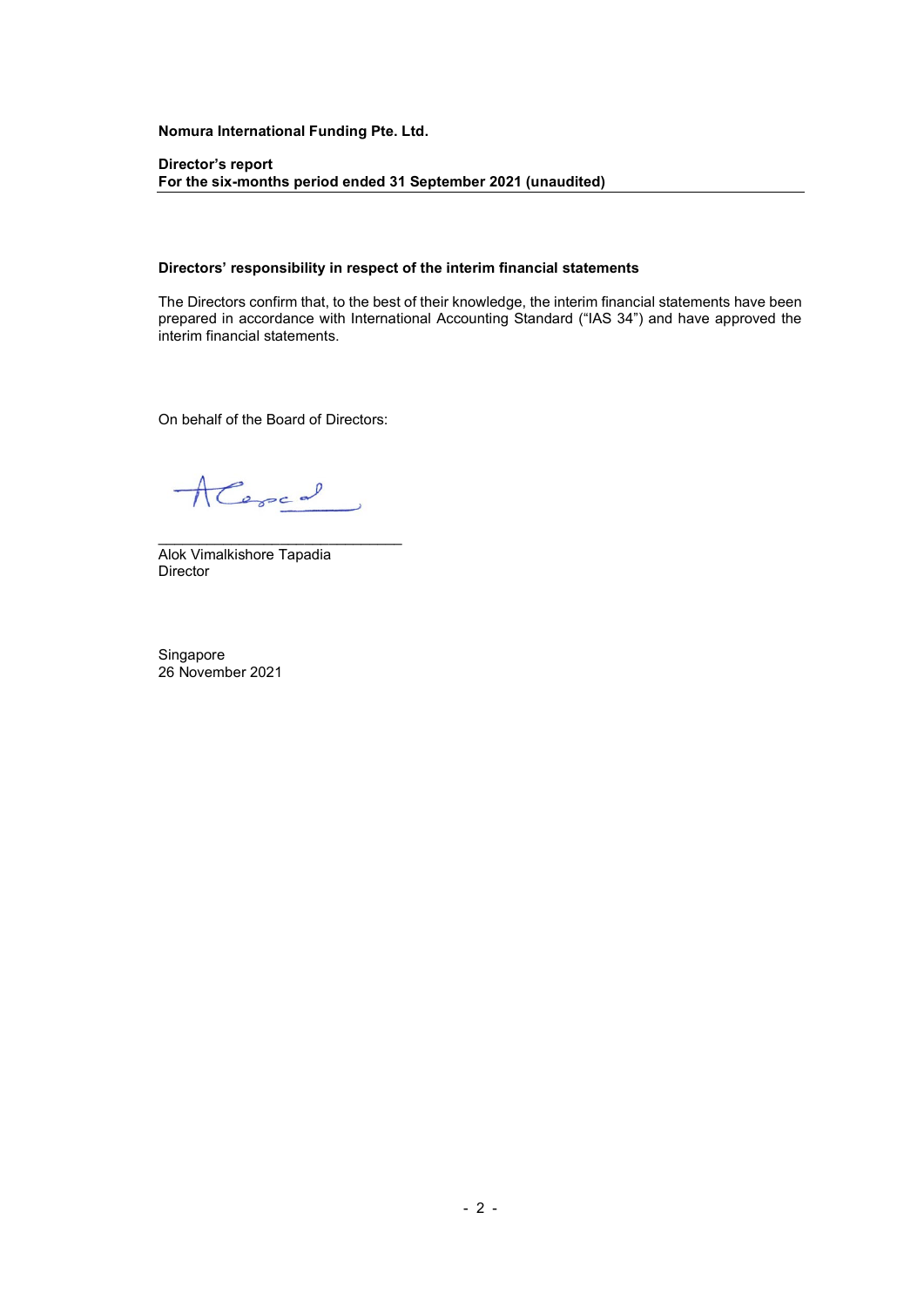**Nomura International Funding Pte. Ltd.**

**Director's report**
**For the six-months period ended 31 September 2021 (unaudited)**

**Directors' responsibility in respect of the interim financial statements**

The Directors confirm that, to the best of their knowledge, the interim financial statements have been prepared in accordance with International Accounting Standard ("IAS 34") and have approved the interim financial statements.

On behalf of the Board of Directors:

\_\_\_\_\_\_\_\_\_\_\_\_\_\_\_\_\_\_\_\_\_\_\_\_\_\_\_\_\_\_
Alok Vimalkishore Tapadia
Director

Singapore
26 November 2021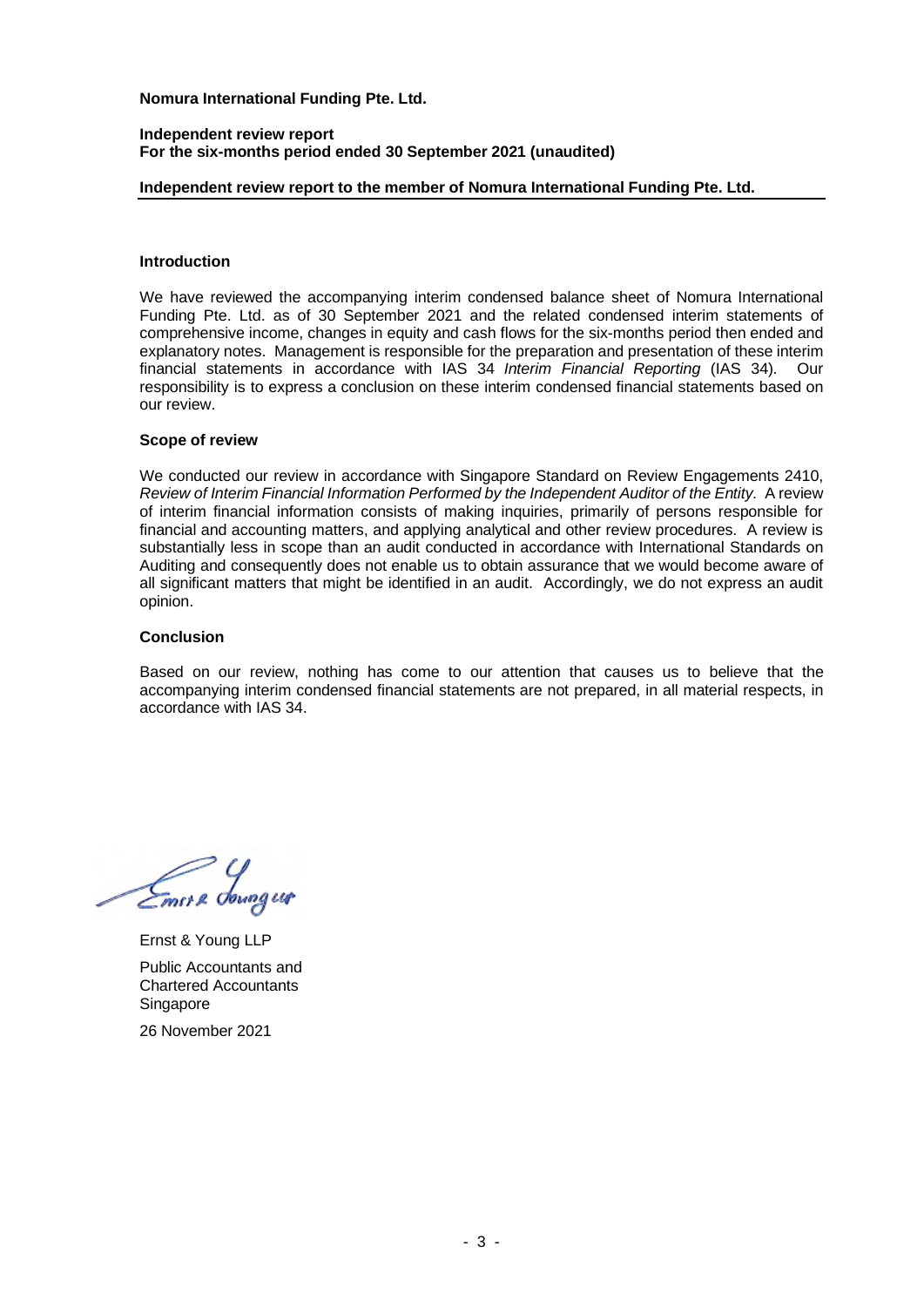**Nomura International Funding Pte. Ltd.**

**Independent review report**
**For the six-months period ended 30 September 2021 (unaudited)**

**Independent review report to the member of Nomura International Funding Pte. Ltd.**

**Introduction**

We have reviewed the accompanying interim condensed balance sheet of Nomura International Funding Pte. Ltd. as of 30 September 2021 and the related condensed interim statements of comprehensive income, changes in equity and cash flows for the six-months period then ended and explanatory notes. Management is responsible for the preparation and presentation of these interim financial statements in accordance with IAS 34 *Interim Financial Reporting* (IAS 34). Our responsibility is to express a conclusion on these interim condensed financial statements based on our review.

**Scope of review**

We conducted our review in accordance with Singapore Standard on Review Engagements 2410, *Review of Interim Financial Information Performed by the Independent Auditor of the Entity.* A review of interim financial information consists of making inquiries, primarily of persons responsible for financial and accounting matters, and applying analytical and other review procedures. A review is substantially less in scope than an audit conducted in accordance with International Standards on Auditing and consequently does not enable us to obtain assurance that we would become aware of all significant matters that might be identified in an audit. Accordingly, we do not express an audit opinion.

**Conclusion**

Based on our review, nothing has come to our attention that causes us to believe that the accompanying interim condensed financial statements are not prepared, in all material respects, in accordance with IAS 34.

Ernst & Young LLP

Public Accountants and
Chartered Accountants
Singapore

26 November 2021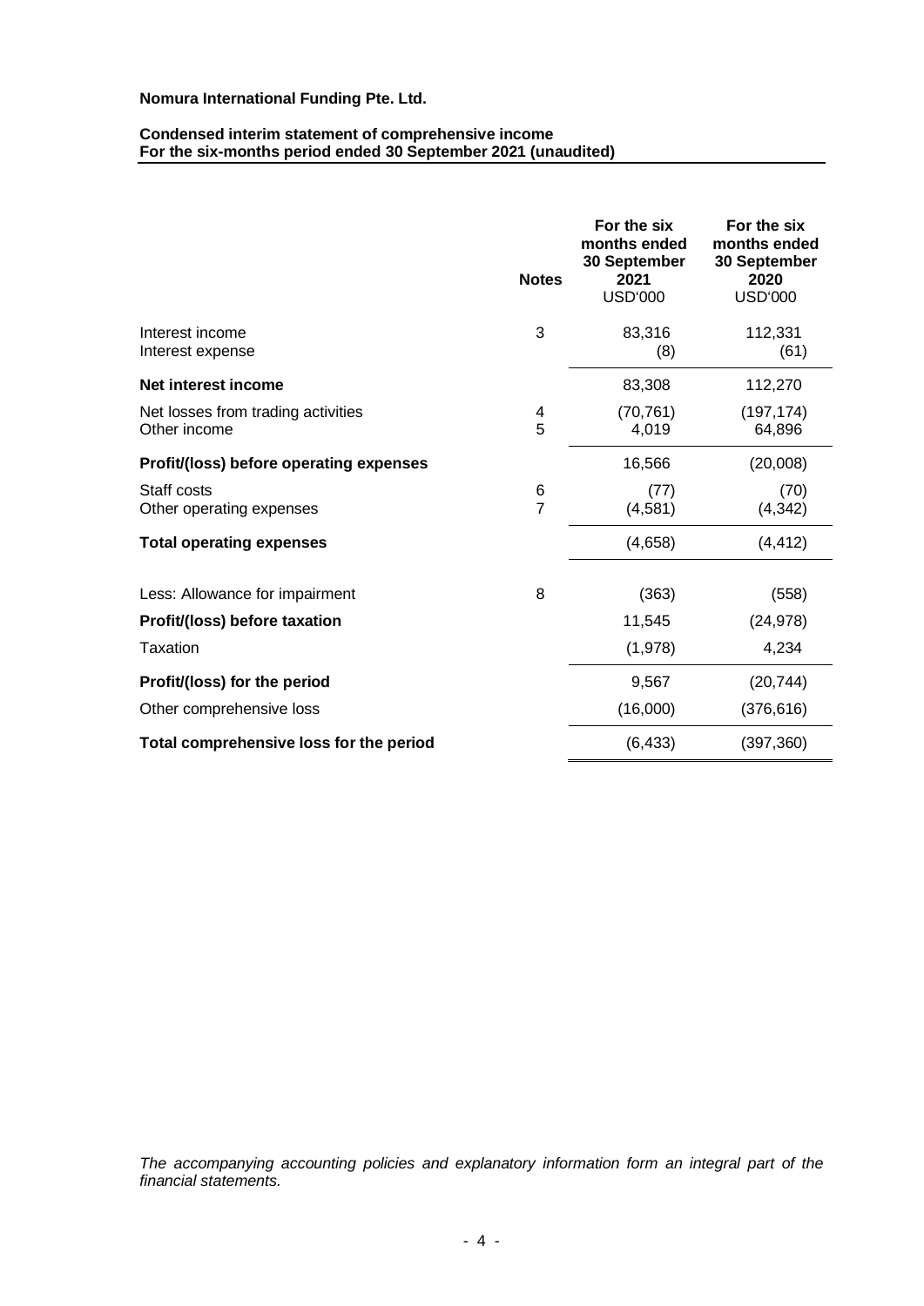**Nomura International Funding Pte. Ltd.**

**Condensed interim statement of comprehensive income**
**For the six-months period ended 30 September 2021 (unaudited)**

| | **Notes** | **For the six months ended 30 September 2021** USD'000 | **For the six months ended 30 September 2020** USD'000 |
|---|---|---|---|
| Interest income | 3 | 83,316 | 112,331 |
| Interest expense | | (8) | (61) |
| **Net interest income** | | 83,308 | 112,270 |
| Net losses from trading activities | 4 | (70,761) | (197,174) |
| Other income | 5 | 4,019 | 64,896 |
| **Profit/(loss) before operating expenses** | | 16,566 | (20,008) |
| Staff costs | 6 | (77) | (70) |
| Other operating expenses | 7 | (4,581) | (4,342) |
| **Total operating expenses** | | (4,658) | (4,412) |
| Less: Allowance for impairment | 8 | (363) | (558) |
| **Profit/(loss) before taxation** | | 11,545 | (24,978) |
| Taxation | | (1,978) | 4,234 |
| **Profit/(loss) for the period** | | 9,567 | (20,744) |
| Other comprehensive loss | | (16,000) | (376,616) |
| **Total comprehensive loss for the period** | | (6,433) | (397,360) |

*The accompanying accounting policies and explanatory information form an integral part of the financial statements.*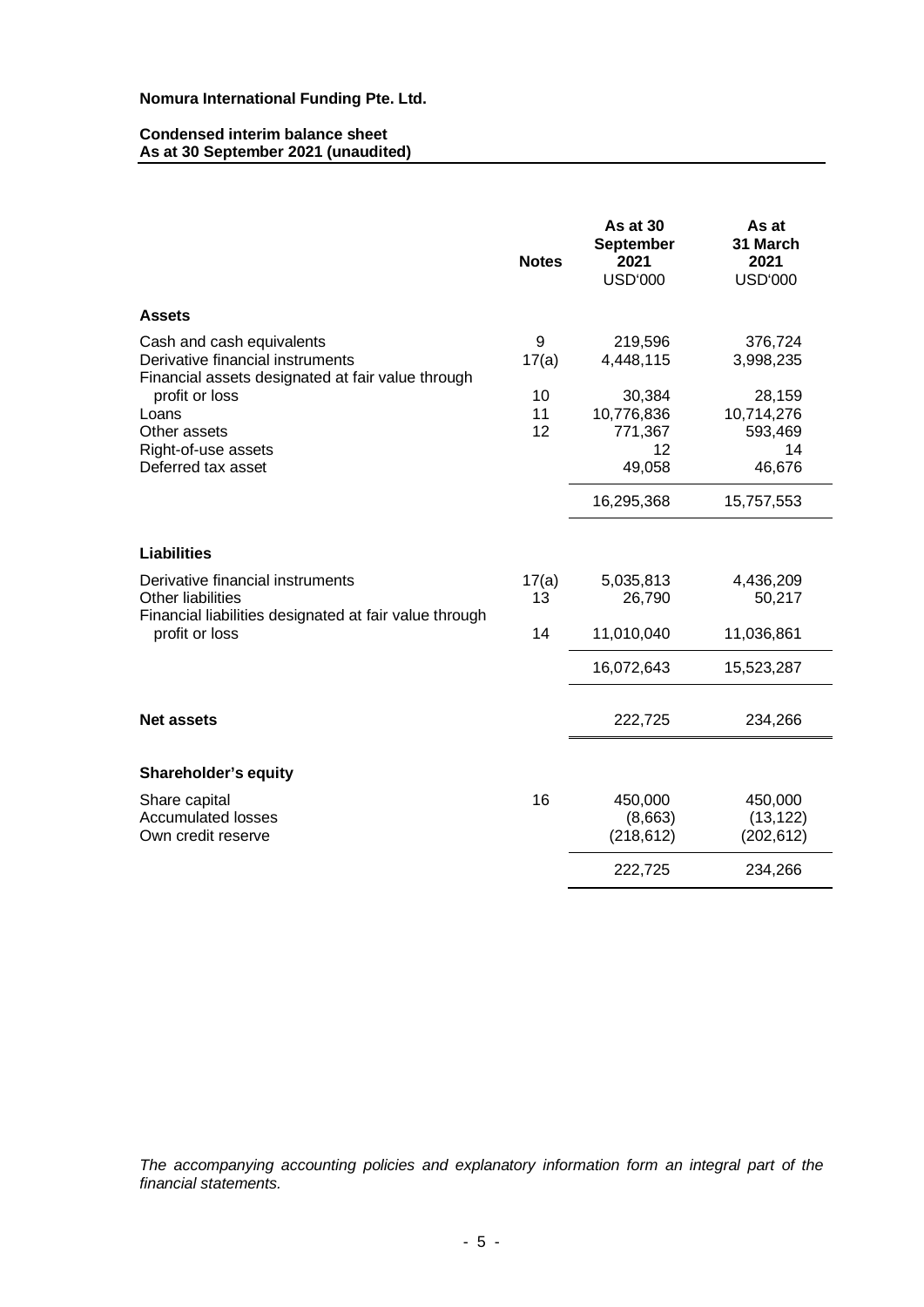**Nomura International Funding Pte. Ltd.**

**Condensed interim balance sheet**
**As at 30 September 2021 (unaudited)**

| | Notes | As at 30 September 2021 USD'000 | As at 31 March 2021 USD'000 |
|---|---|---|---|
| **Assets** | | | |
| Cash and cash equivalents | 9 | 219,596 | 376,724 |
| Derivative financial instruments | 17(a) | 4,448,115 | 3,998,235 |
| Financial assets designated at fair value through profit or loss | 10 | 30,384 | 28,159 |
| Loans | 11 | 10,776,836 | 10,714,276 |
| Other assets | 12 | 771,367 | 593,469 |
| Right-of-use assets | | 12 | 14 |
| Deferred tax asset | | 49,058 | 46,676 |
| | | 16,295,368 | 15,757,553 |
| **Liabilities** | | | |
| Derivative financial instruments | 17(a) | 5,035,813 | 4,436,209 |
| Other liabilities | 13 | 26,790 | 50,217 |
| Financial liabilities designated at fair value through profit or loss | 14 | 11,010,040 | 11,036,861 |
| | | 16,072,643 | 15,523,287 |
| **Net assets** | | 222,725 | 234,266 |
| **Shareholder's equity** | | | |
| Share capital | 16 | 450,000 | 450,000 |
| Accumulated losses | | (8,663) | (13,122) |
| Own credit reserve | | (218,612) | (202,612) |
| | | 222,725 | 234,266 |

*The accompanying accounting policies and explanatory information form an integral part of the financial statements.*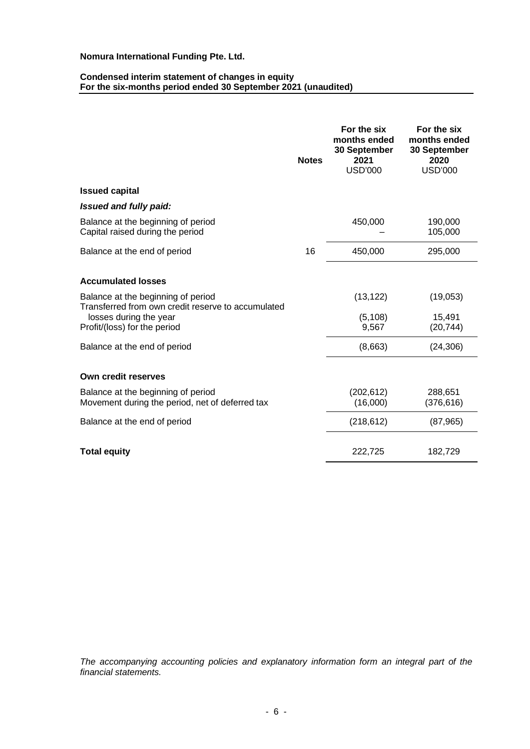**Nomura International Funding Pte. Ltd.**

**Condensed interim statement of changes in equity**
**For the six-months period ended 30 September 2021 (unaudited)**

| | Notes | For the six months ended 30 September 2021 USD'000 | For the six months ended 30 September 2020 USD'000 |
|---|---|---|---|
| **Issued capital** | | | |
| ***Issued and fully paid:*** | | | |
| Balance at the beginning of period | | 450,000 | 190,000 |
| Capital raised during the period | | – | 105,000 |
| Balance at the end of period | 16 | 450,000 | 295,000 |
| | | | |
| **Accumulated losses** | | | |
| Balance at the beginning of period | | (13,122) | (19,053) |
| Transferred from own credit reserve to accumulated losses during the year | | (5,108) | 15,491 |
| Profit/(loss) for the period | | 9,567 | (20,744) |
| Balance at the end of period | | (8,663) | (24,306) |
| | | | |
| **Own credit reserves** | | | |
| Balance at the beginning of period | | (202,612) | 288,651 |
| Movement during the period, net of deferred tax | | (16,000) | (376,616) |
| Balance at the end of period | | (218,612) | (87,965) |
| | | | |
| **Total equity** | | 222,725 | 182,729 |

*The accompanying accounting policies and explanatory information form an integral part of the financial statements.*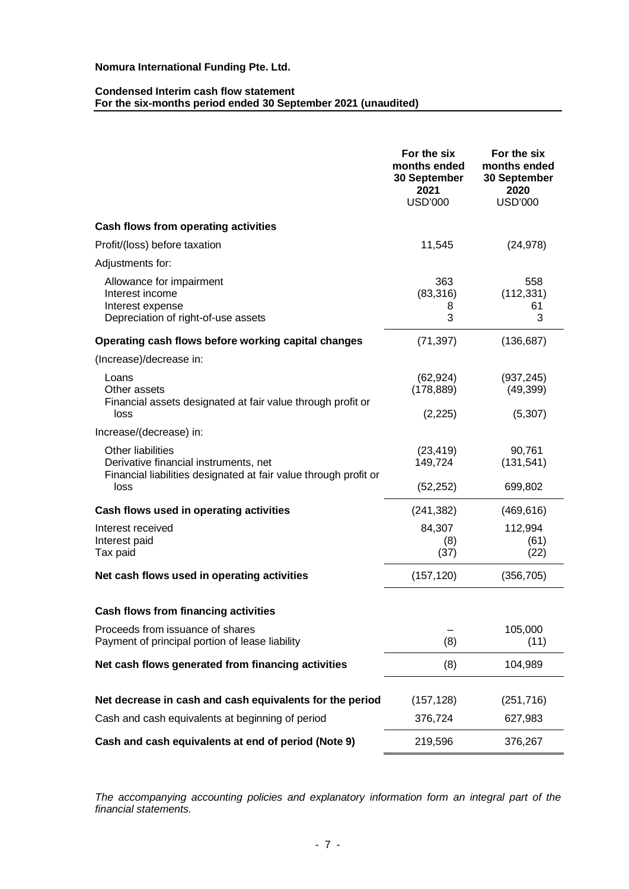**Nomura International Funding Pte. Ltd.**

**Condensed Interim cash flow statement**
**For the six-months period ended 30 September 2021 (unaudited)**

| | For the six months ended 30 September 2021 USD'000 | For the six months ended 30 September 2020 USD'000 |
|---|---|---|
| **Cash flows from operating activities** | | |
| Profit/(loss) before taxation | 11,545 | (24,978) |
| Adjustments for: | | |
| Allowance for impairment | 363 | 558 |
| Interest income | (83,316) | (112,331) |
| Interest expense | 8 | 61 |
| Depreciation of right-of-use assets | 3 | 3 |
| **Operating cash flows before working capital changes** | (71,397) | (136,687) |
| (Increase)/decrease in: | | |
| Loans | (62,924) | (937,245) |
| Other assets | (178,889) | (49,399) |
| Financial assets designated at fair value through profit or loss | (2,225) | (5,307) |
| Increase/(decrease) in: | | |
| Other liabilities | (23,419) | 90,761 |
| Derivative financial instruments, net | 149,724 | (131,541) |
| Financial liabilities designated at fair value through profit or loss | (52,252) | 699,802 |
| **Cash flows used in operating activities** | (241,382) | (469,616) |
| Interest received | 84,307 | 112,994 |
| Interest paid | (8) | (61) |
| Tax paid | (37) | (22) |
| **Net cash flows used in operating activities** | (157,120) | (356,705) |
| | | |
| **Cash flows from financing activities** | | |
| Proceeds from issuance of shares | – | 105,000 |
| Payment of principal portion of lease liability | (8) | (11) |
| **Net cash flows generated from financing activities** | (8) | 104,989 |
| | | |
| **Net decrease in cash and cash equivalents for the period** | (157,128) | (251,716) |
| Cash and cash equivalents at beginning of period | 376,724 | 627,983 |
| **Cash and cash equivalents at end of period (Note 9)** | 219,596 | 376,267 |

*The accompanying accounting policies and explanatory information form an integral part of the financial statements.*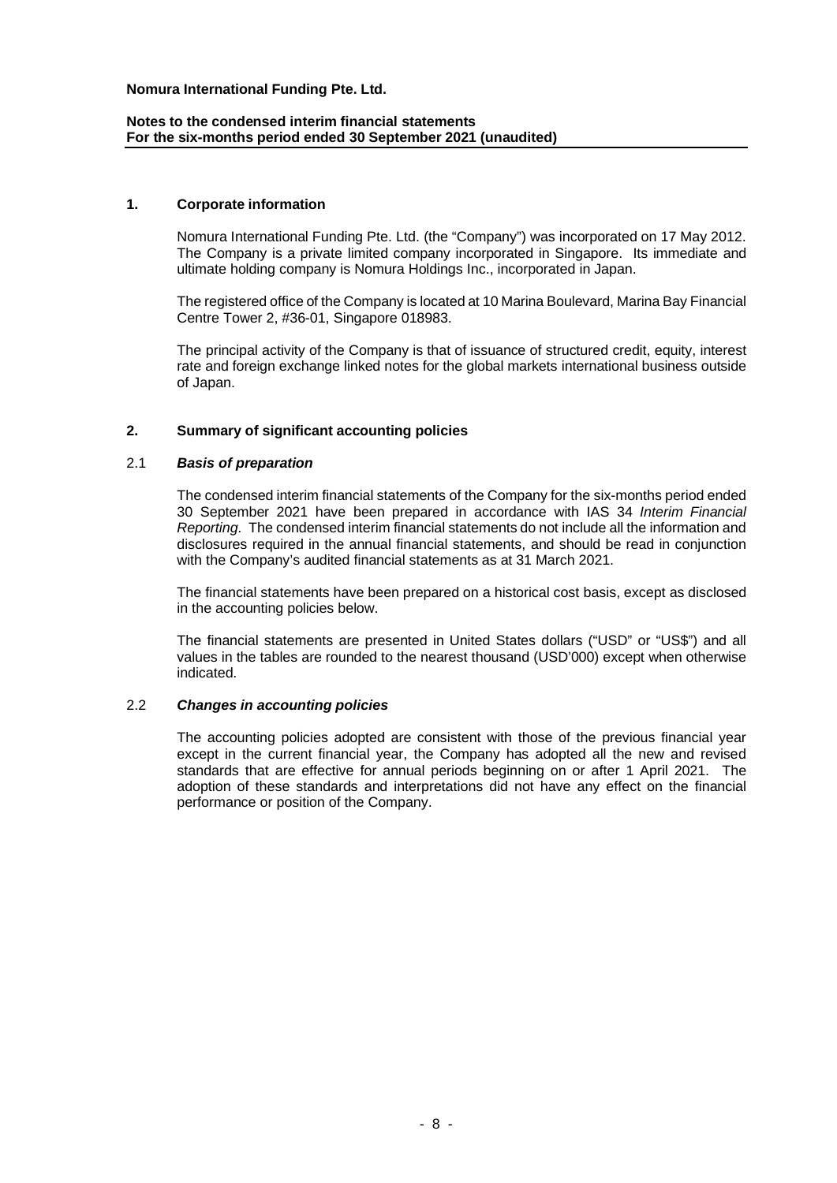**Nomura International Funding Pte. Ltd.**

**Notes to the condensed interim financial statements**
**For the six-months period ended 30 September 2021 (unaudited)**

## 1. Corporate information

Nomura International Funding Pte. Ltd. (the "Company") was incorporated on 17 May 2012. The Company is a private limited company incorporated in Singapore. Its immediate and ultimate holding company is Nomura Holdings Inc., incorporated in Japan.

The registered office of the Company is located at 10 Marina Boulevard, Marina Bay Financial Centre Tower 2, #36-01, Singapore 018983.

The principal activity of the Company is that of issuance of structured credit, equity, interest rate and foreign exchange linked notes for the global markets international business outside of Japan.

## 2. Summary of significant accounting policies

### 2.1 *Basis of preparation*

The condensed interim financial statements of the Company for the six-months period ended 30 September 2021 have been prepared in accordance with IAS 34 *Interim Financial Reporting*. The condensed interim financial statements do not include all the information and disclosures required in the annual financial statements, and should be read in conjunction with the Company's audited financial statements as at 31 March 2021.

The financial statements have been prepared on a historical cost basis, except as disclosed in the accounting policies below.

The financial statements are presented in United States dollars ("USD" or "US$") and all values in the tables are rounded to the nearest thousand (USD'000) except when otherwise indicated.

### 2.2 *Changes in accounting policies*

The accounting policies adopted are consistent with those of the previous financial year except in the current financial year, the Company has adopted all the new and revised standards that are effective for annual periods beginning on or after 1 April 2021. The adoption of these standards and interpretations did not have any effect on the financial performance or position of the Company.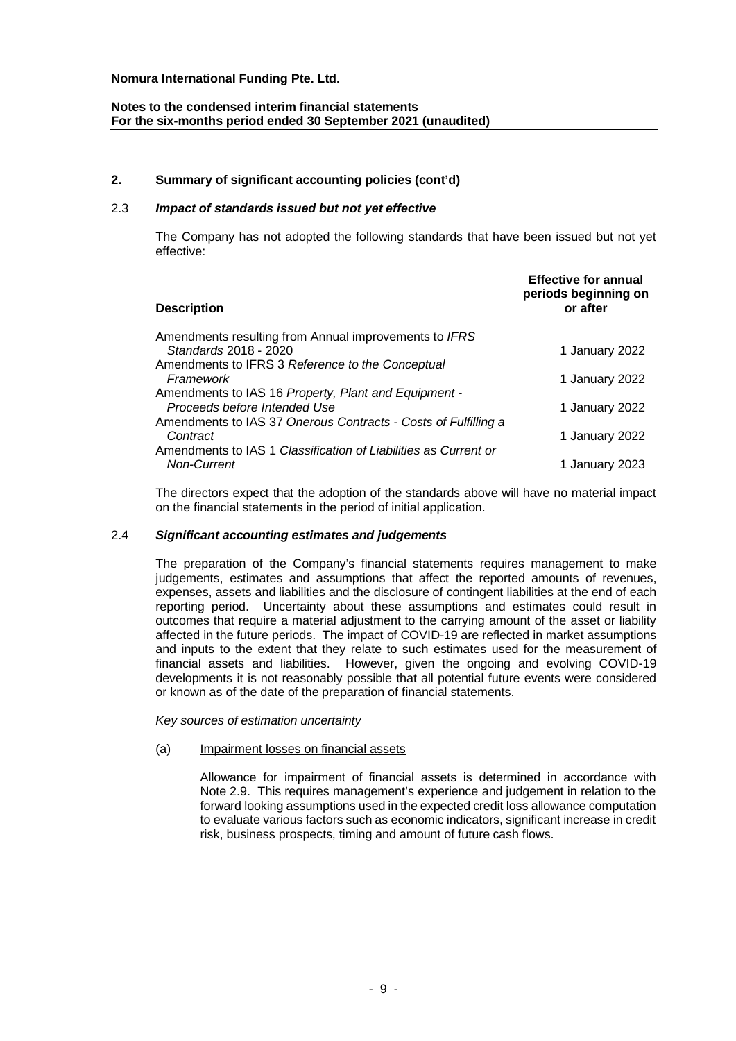## 2. Summary of significant accounting policies (cont'd)

### 2.3 *Impact of standards issued but not yet effective*

The Company has not adopted the following standards that have been issued but not yet effective:

| Description | Effective for annual periods beginning on or after |
|---|---|
| Amendments resulting from Annual improvements to *IFRS Standards* 2018 - 2020 | 1 January 2022 |
| Amendments to IFRS 3 *Reference to the Conceptual Framework* | 1 January 2022 |
| Amendments to IAS 16 *Property, Plant and Equipment - Proceeds before Intended Use* | 1 January 2022 |
| Amendments to IAS 37 *Onerous Contracts - Costs of Fulfilling a Contract* | 1 January 2022 |
| Amendments to IAS 1 *Classification of Liabilities as Current or Non-Current* | 1 January 2023 |

The directors expect that the adoption of the standards above will have no material impact on the financial statements in the period of initial application.

### 2.4 *Significant accounting estimates and judgements*

The preparation of the Company's financial statements requires management to make judgements, estimates and assumptions that affect the reported amounts of revenues, expenses, assets and liabilities and the disclosure of contingent liabilities at the end of each reporting period. Uncertainty about these assumptions and estimates could result in outcomes that require a material adjustment to the carrying amount of the asset or liability affected in the future periods. The impact of COVID-19 are reflected in market assumptions and inputs to the extent that they relate to such estimates used for the measurement of financial assets and liabilities. However, given the ongoing and evolving COVID-19 developments it is not reasonably possible that all potential future events were considered or known as of the date of the preparation of financial statements.

*Key sources of estimation uncertainty*

(a) Impairment losses on financial assets

Allowance for impairment of financial assets is determined in accordance with Note 2.9. This requires management's experience and judgement in relation to the forward looking assumptions used in the expected credit loss allowance computation to evaluate various factors such as economic indicators, significant increase in credit risk, business prospects, timing and amount of future cash flows.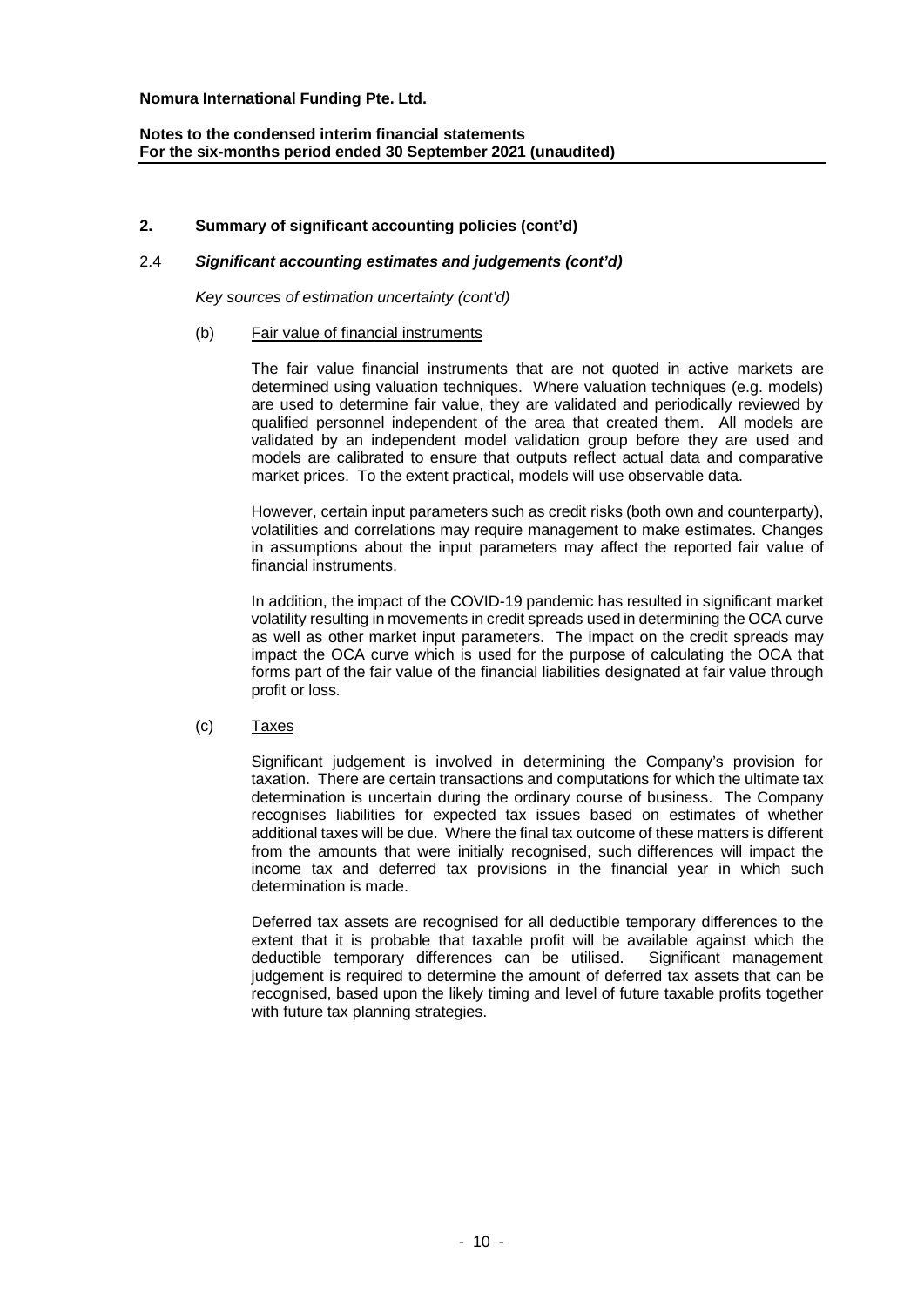## 2. Summary of significant accounting policies (cont'd)

### 2.4 *Significant accounting estimates and judgements (cont'd)*

*Key sources of estimation uncertainty (cont'd)*

(b) Fair value of financial instruments

The fair value financial instruments that are not quoted in active markets are determined using valuation techniques. Where valuation techniques (e.g. models) are used to determine fair value, they are validated and periodically reviewed by qualified personnel independent of the area that created them. All models are validated by an independent model validation group before they are used and models are calibrated to ensure that outputs reflect actual data and comparative market prices. To the extent practical, models will use observable data.

However, certain input parameters such as credit risks (both own and counterparty), volatilities and correlations may require management to make estimates. Changes in assumptions about the input parameters may affect the reported fair value of financial instruments.

In addition, the impact of the COVID-19 pandemic has resulted in significant market volatility resulting in movements in credit spreads used in determining the OCA curve as well as other market input parameters. The impact on the credit spreads may impact the OCA curve which is used for the purpose of calculating the OCA that forms part of the fair value of the financial liabilities designated at fair value through profit or loss.

(c) Taxes

Significant judgement is involved in determining the Company's provision for taxation. There are certain transactions and computations for which the ultimate tax determination is uncertain during the ordinary course of business. The Company recognises liabilities for expected tax issues based on estimates of whether additional taxes will be due. Where the final tax outcome of these matters is different from the amounts that were initially recognised, such differences will impact the income tax and deferred tax provisions in the financial year in which such determination is made.

Deferred tax assets are recognised for all deductible temporary differences to the extent that it is probable that taxable profit will be available against which the deductible temporary differences can be utilised. Significant management judgement is required to determine the amount of deferred tax assets that can be recognised, based upon the likely timing and level of future taxable profits together with future tax planning strategies.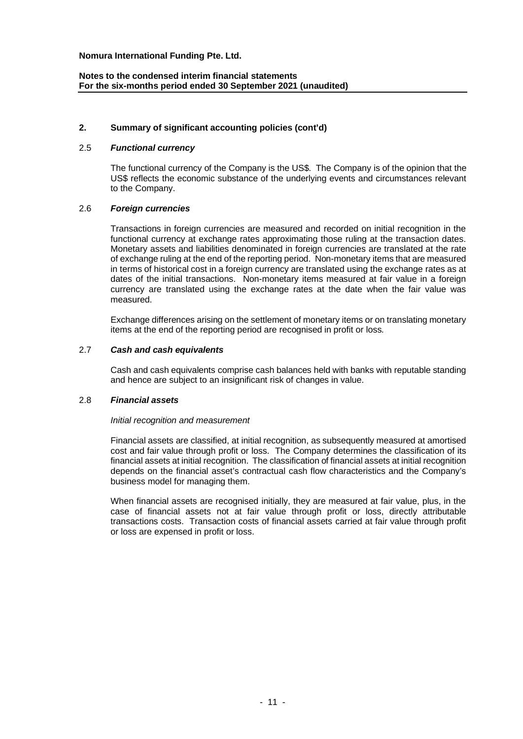## 2. Summary of significant accounting policies (cont'd)

### 2.5 *Functional currency*

The functional currency of the Company is the US$. The Company is of the opinion that the US$ reflects the economic substance of the underlying events and circumstances relevant to the Company.

### 2.6 *Foreign currencies*

Transactions in foreign currencies are measured and recorded on initial recognition in the functional currency at exchange rates approximating those ruling at the transaction dates. Monetary assets and liabilities denominated in foreign currencies are translated at the rate of exchange ruling at the end of the reporting period. Non-monetary items that are measured in terms of historical cost in a foreign currency are translated using the exchange rates as at dates of the initial transactions. Non-monetary items measured at fair value in a foreign currency are translated using the exchange rates at the date when the fair value was measured.

Exchange differences arising on the settlement of monetary items or on translating monetary items at the end of the reporting period are recognised in profit or loss.

### 2.7 *Cash and cash equivalents*

Cash and cash equivalents comprise cash balances held with banks with reputable standing and hence are subject to an insignificant risk of changes in value.

### 2.8 *Financial assets*

*Initial recognition and measurement*

Financial assets are classified, at initial recognition, as subsequently measured at amortised cost and fair value through profit or loss. The Company determines the classification of its financial assets at initial recognition. The classification of financial assets at initial recognition depends on the financial asset's contractual cash flow characteristics and the Company's business model for managing them.

When financial assets are recognised initially, they are measured at fair value, plus, in the case of financial assets not at fair value through profit or loss, directly attributable transactions costs. Transaction costs of financial assets carried at fair value through profit or loss are expensed in profit or loss.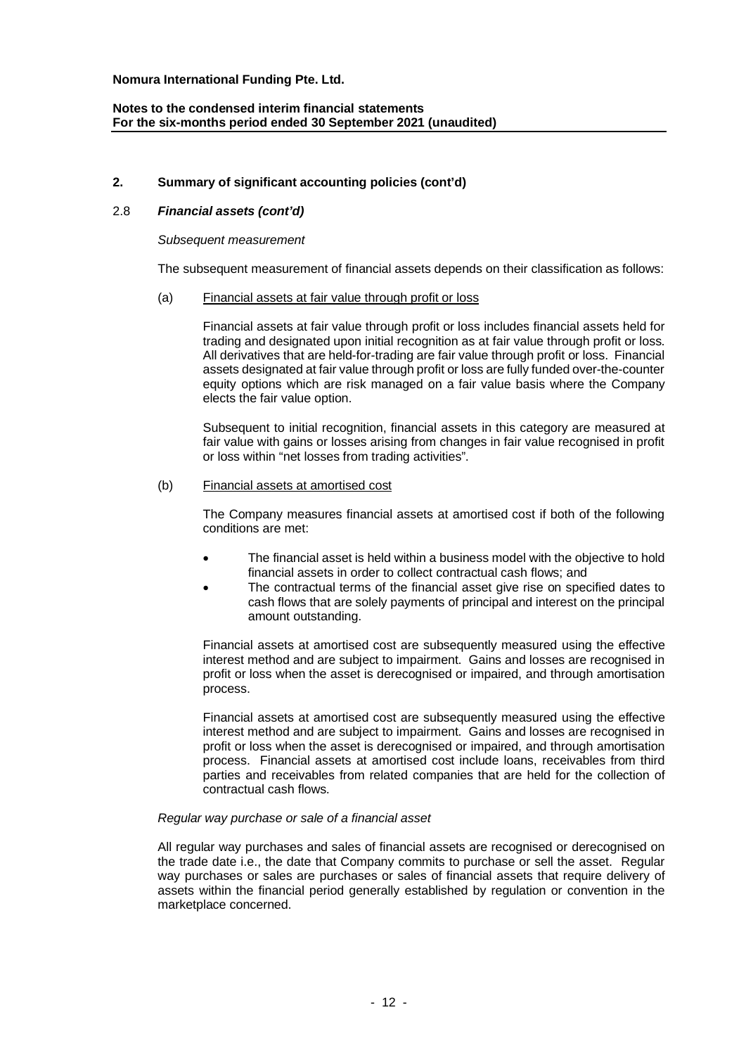**2. Summary of significant accounting policies (cont'd)**

2.8 ***Financial assets (cont'd)***

*Subsequent measurement*

The subsequent measurement of financial assets depends on their classification as follows:

(a) Financial assets at fair value through profit or loss

Financial assets at fair value through profit or loss includes financial assets held for trading and designated upon initial recognition as at fair value through profit or loss. All derivatives that are held-for-trading are fair value through profit or loss. Financial assets designated at fair value through profit or loss are fully funded over-the-counter equity options which are risk managed on a fair value basis where the Company elects the fair value option.

Subsequent to initial recognition, financial assets in this category are measured at fair value with gains or losses arising from changes in fair value recognised in profit or loss within "net losses from trading activities".

(b) Financial assets at amortised cost

The Company measures financial assets at amortised cost if both of the following conditions are met:

- The financial asset is held within a business model with the objective to hold financial assets in order to collect contractual cash flows; and
- The contractual terms of the financial asset give rise on specified dates to cash flows that are solely payments of principal and interest on the principal amount outstanding.

Financial assets at amortised cost are subsequently measured using the effective interest method and are subject to impairment. Gains and losses are recognised in profit or loss when the asset is derecognised or impaired, and through amortisation process.

Financial assets at amortised cost are subsequently measured using the effective interest method and are subject to impairment. Gains and losses are recognised in profit or loss when the asset is derecognised or impaired, and through amortisation process. Financial assets at amortised cost include loans, receivables from third parties and receivables from related companies that are held for the collection of contractual cash flows.

*Regular way purchase or sale of a financial asset*

All regular way purchases and sales of financial assets are recognised or derecognised on the trade date i.e., the date that Company commits to purchase or sell the asset. Regular way purchases or sales are purchases or sales of financial assets that require delivery of assets within the financial period generally established by regulation or convention in the marketplace concerned.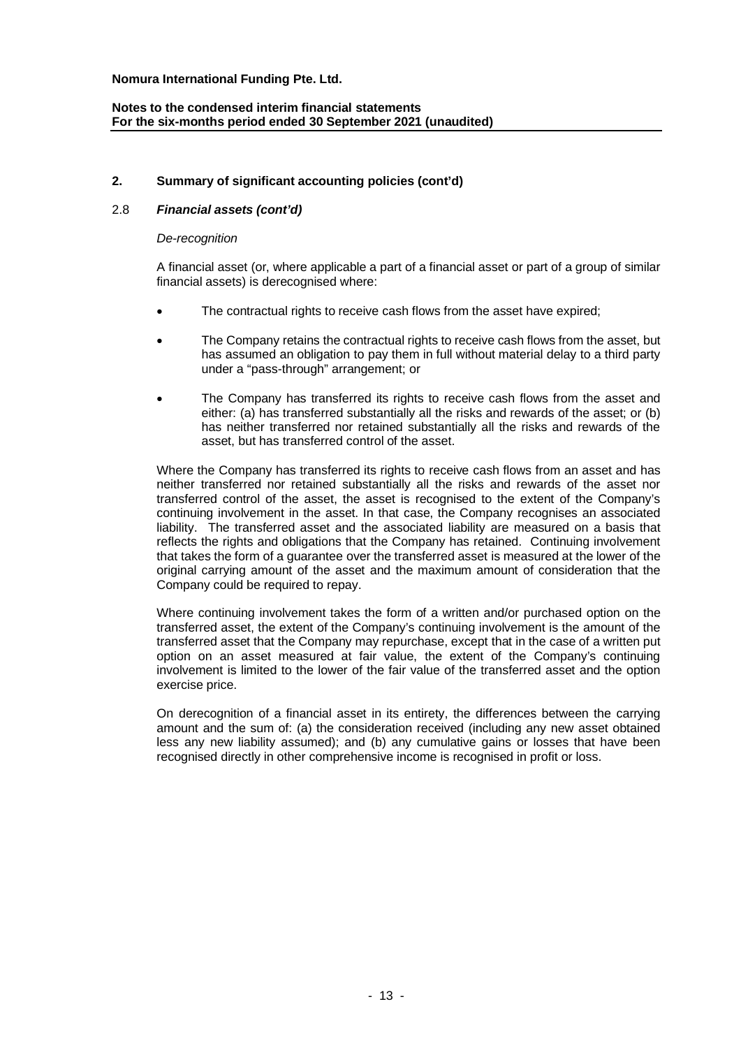## 2. Summary of significant accounting policies (cont'd)

### 2.8 *Financial assets (cont'd)*

*De-recognition*

A financial asset (or, where applicable a part of a financial asset or part of a group of similar financial assets) is derecognised where:

- The contractual rights to receive cash flows from the asset have expired;
- The Company retains the contractual rights to receive cash flows from the asset, but has assumed an obligation to pay them in full without material delay to a third party under a "pass-through" arrangement; or
- The Company has transferred its rights to receive cash flows from the asset and either: (a) has transferred substantially all the risks and rewards of the asset; or (b) has neither transferred nor retained substantially all the risks and rewards of the asset, but has transferred control of the asset.

Where the Company has transferred its rights to receive cash flows from an asset and has neither transferred nor retained substantially all the risks and rewards of the asset nor transferred control of the asset, the asset is recognised to the extent of the Company's continuing involvement in the asset. In that case, the Company recognises an associated liability. The transferred asset and the associated liability are measured on a basis that reflects the rights and obligations that the Company has retained. Continuing involvement that takes the form of a guarantee over the transferred asset is measured at the lower of the original carrying amount of the asset and the maximum amount of consideration that the Company could be required to repay.

Where continuing involvement takes the form of a written and/or purchased option on the transferred asset, the extent of the Company's continuing involvement is the amount of the transferred asset that the Company may repurchase, except that in the case of a written put option on an asset measured at fair value, the extent of the Company's continuing involvement is limited to the lower of the fair value of the transferred asset and the option exercise price.

On derecognition of a financial asset in its entirety, the differences between the carrying amount and the sum of: (a) the consideration received (including any new asset obtained less any new liability assumed); and (b) any cumulative gains or losses that have been recognised directly in other comprehensive income is recognised in profit or loss.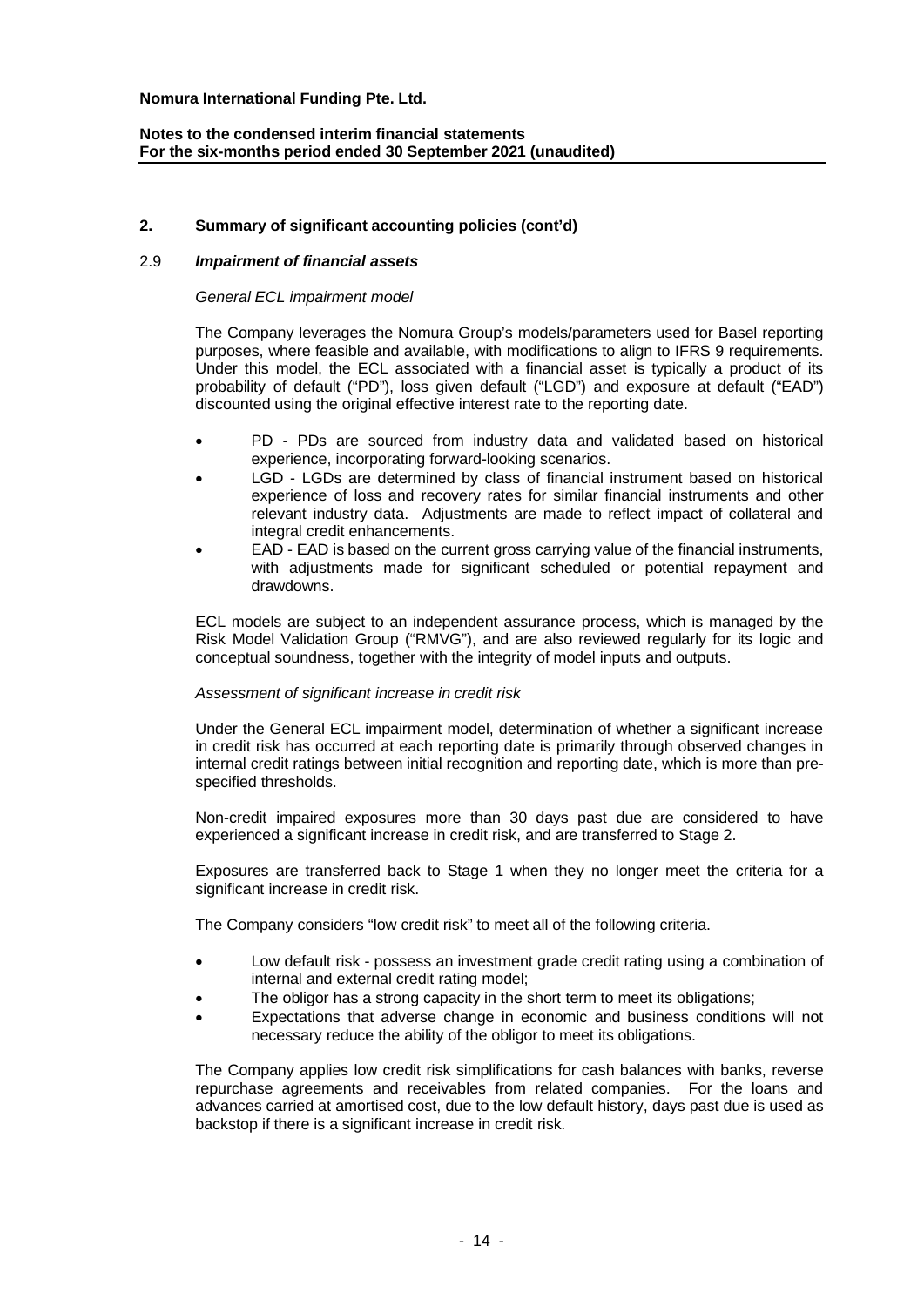## 2. Summary of significant accounting policies (cont'd)

### 2.9 *Impairment of financial assets*

*General ECL impairment model*

The Company leverages the Nomura Group's models/parameters used for Basel reporting purposes, where feasible and available, with modifications to align to IFRS 9 requirements. Under this model, the ECL associated with a financial asset is typically a product of its probability of default ("PD"), loss given default ("LGD") and exposure at default ("EAD") discounted using the original effective interest rate to the reporting date.

- PD - PDs are sourced from industry data and validated based on historical experience, incorporating forward-looking scenarios.
- LGD - LGDs are determined by class of financial instrument based on historical experience of loss and recovery rates for similar financial instruments and other relevant industry data. Adjustments are made to reflect impact of collateral and integral credit enhancements.
- EAD - EAD is based on the current gross carrying value of the financial instruments, with adjustments made for significant scheduled or potential repayment and drawdowns.

ECL models are subject to an independent assurance process, which is managed by the Risk Model Validation Group ("RMVG"), and are also reviewed regularly for its logic and conceptual soundness, together with the integrity of model inputs and outputs.

*Assessment of significant increase in credit risk*

Under the General ECL impairment model, determination of whether a significant increase in credit risk has occurred at each reporting date is primarily through observed changes in internal credit ratings between initial recognition and reporting date, which is more than pre-specified thresholds.

Non-credit impaired exposures more than 30 days past due are considered to have experienced a significant increase in credit risk, and are transferred to Stage 2.

Exposures are transferred back to Stage 1 when they no longer meet the criteria for a significant increase in credit risk.

The Company considers "low credit risk" to meet all of the following criteria.

- Low default risk - possess an investment grade credit rating using a combination of internal and external credit rating model;
- The obligor has a strong capacity in the short term to meet its obligations;
- Expectations that adverse change in economic and business conditions will not necessary reduce the ability of the obligor to meet its obligations.

The Company applies low credit risk simplifications for cash balances with banks, reverse repurchase agreements and receivables from related companies. For the loans and advances carried at amortised cost, due to the low default history, days past due is used as backstop if there is a significant increase in credit risk.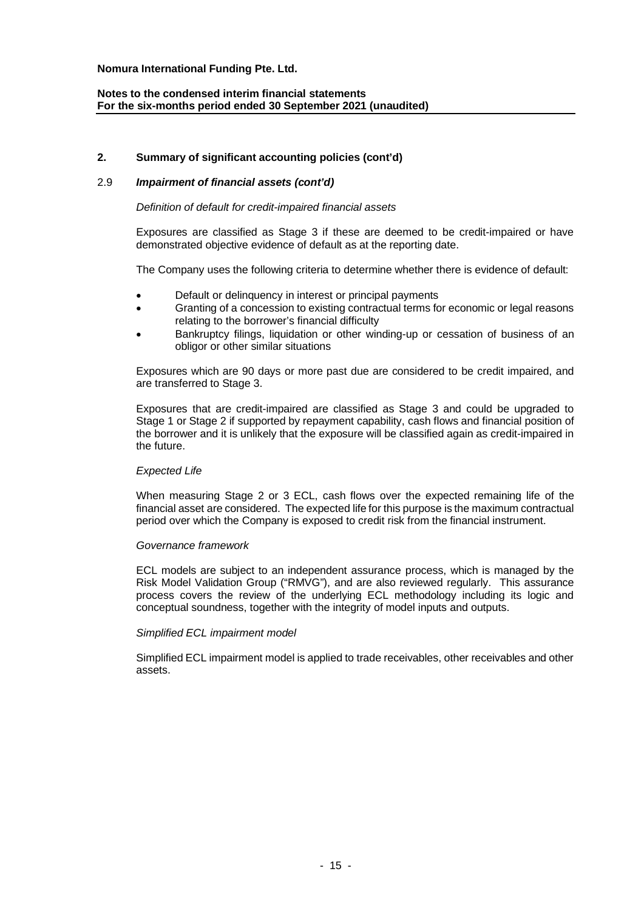## 2. Summary of significant accounting policies (cont'd)

### 2.9 *Impairment of financial assets (cont'd)*

*Definition of default for credit-impaired financial assets*

Exposures are classified as Stage 3 if these are deemed to be credit-impaired or have demonstrated objective evidence of default as at the reporting date.

The Company uses the following criteria to determine whether there is evidence of default:

- Default or delinquency in interest or principal payments
- Granting of a concession to existing contractual terms for economic or legal reasons relating to the borrower's financial difficulty
- Bankruptcy filings, liquidation or other winding-up or cessation of business of an obligor or other similar situations

Exposures which are 90 days or more past due are considered to be credit impaired, and are transferred to Stage 3.

Exposures that are credit-impaired are classified as Stage 3 and could be upgraded to Stage 1 or Stage 2 if supported by repayment capability, cash flows and financial position of the borrower and it is unlikely that the exposure will be classified again as credit-impaired in the future.

*Expected Life*

When measuring Stage 2 or 3 ECL, cash flows over the expected remaining life of the financial asset are considered. The expected life for this purpose is the maximum contractual period over which the Company is exposed to credit risk from the financial instrument.

*Governance framework*

ECL models are subject to an independent assurance process, which is managed by the Risk Model Validation Group ("RMVG"), and are also reviewed regularly. This assurance process covers the review of the underlying ECL methodology including its logic and conceptual soundness, together with the integrity of model inputs and outputs.

*Simplified ECL impairment model*

Simplified ECL impairment model is applied to trade receivables, other receivables and other assets.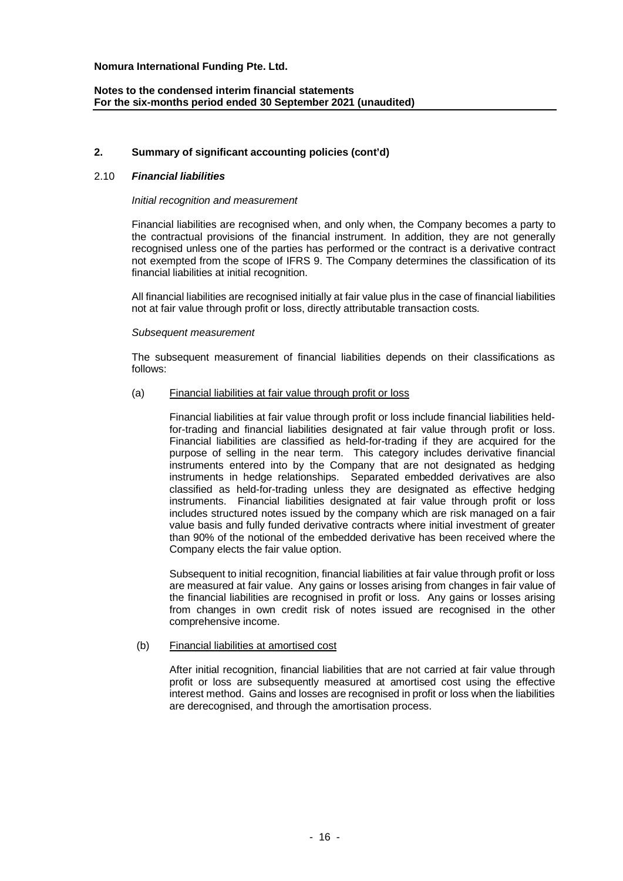## 2. Summary of significant accounting policies (cont'd)

### 2.10 *Financial liabilities*

*Initial recognition and measurement*

Financial liabilities are recognised when, and only when, the Company becomes a party to the contractual provisions of the financial instrument. In addition, they are not generally recognised unless one of the parties has performed or the contract is a derivative contract not exempted from the scope of IFRS 9. The Company determines the classification of its financial liabilities at initial recognition.

All financial liabilities are recognised initially at fair value plus in the case of financial liabilities not at fair value through profit or loss, directly attributable transaction costs.

*Subsequent measurement*

The subsequent measurement of financial liabilities depends on their classifications as follows:

(a) Financial liabilities at fair value through profit or loss

Financial liabilities at fair value through profit or loss include financial liabilities held-for-trading and financial liabilities designated at fair value through profit or loss. Financial liabilities are classified as held-for-trading if they are acquired for the purpose of selling in the near term. This category includes derivative financial instruments entered into by the Company that are not designated as hedging instruments in hedge relationships. Separated embedded derivatives are also classified as held-for-trading unless they are designated as effective hedging instruments. Financial liabilities designated at fair value through profit or loss includes structured notes issued by the company which are risk managed on a fair value basis and fully funded derivative contracts where initial investment of greater than 90% of the notional of the embedded derivative has been received where the Company elects the fair value option.

Subsequent to initial recognition, financial liabilities at fair value through profit or loss are measured at fair value. Any gains or losses arising from changes in fair value of the financial liabilities are recognised in profit or loss. Any gains or losses arising from changes in own credit risk of notes issued are recognised in the other comprehensive income.

(b) Financial liabilities at amortised cost

After initial recognition, financial liabilities that are not carried at fair value through profit or loss are subsequently measured at amortised cost using the effective interest method. Gains and losses are recognised in profit or loss when the liabilities are derecognised, and through the amortisation process.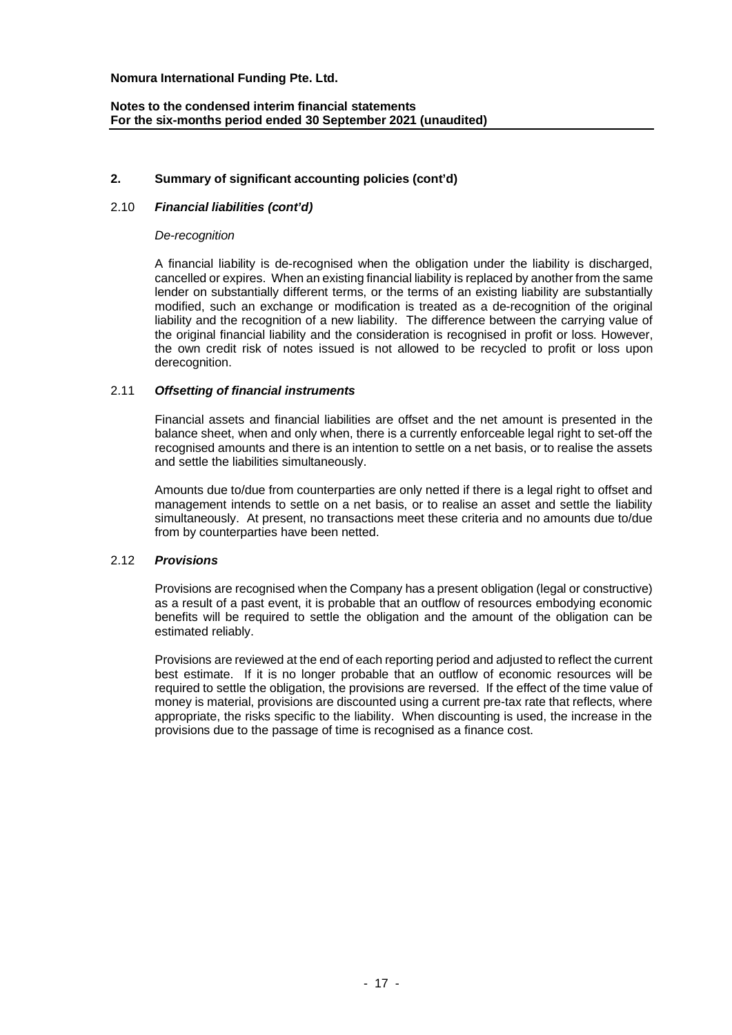## 2. Summary of significant accounting policies (cont'd)

### 2.10 *Financial liabilities (cont'd)*

*De-recognition*

A financial liability is de-recognised when the obligation under the liability is discharged, cancelled or expires. When an existing financial liability is replaced by another from the same lender on substantially different terms, or the terms of an existing liability are substantially modified, such an exchange or modification is treated as a de-recognition of the original liability and the recognition of a new liability. The difference between the carrying value of the original financial liability and the consideration is recognised in profit or loss. However, the own credit risk of notes issued is not allowed to be recycled to profit or loss upon derecognition.

### 2.11 *Offsetting of financial instruments*

Financial assets and financial liabilities are offset and the net amount is presented in the balance sheet, when and only when, there is a currently enforceable legal right to set-off the recognised amounts and there is an intention to settle on a net basis, or to realise the assets and settle the liabilities simultaneously.

Amounts due to/due from counterparties are only netted if there is a legal right to offset and management intends to settle on a net basis, or to realise an asset and settle the liability simultaneously. At present, no transactions meet these criteria and no amounts due to/due from by counterparties have been netted.

### 2.12 *Provisions*

Provisions are recognised when the Company has a present obligation (legal or constructive) as a result of a past event, it is probable that an outflow of resources embodying economic benefits will be required to settle the obligation and the amount of the obligation can be estimated reliably.

Provisions are reviewed at the end of each reporting period and adjusted to reflect the current best estimate. If it is no longer probable that an outflow of economic resources will be required to settle the obligation, the provisions are reversed. If the effect of the time value of money is material, provisions are discounted using a current pre-tax rate that reflects, where appropriate, the risks specific to the liability. When discounting is used, the increase in the provisions due to the passage of time is recognised as a finance cost.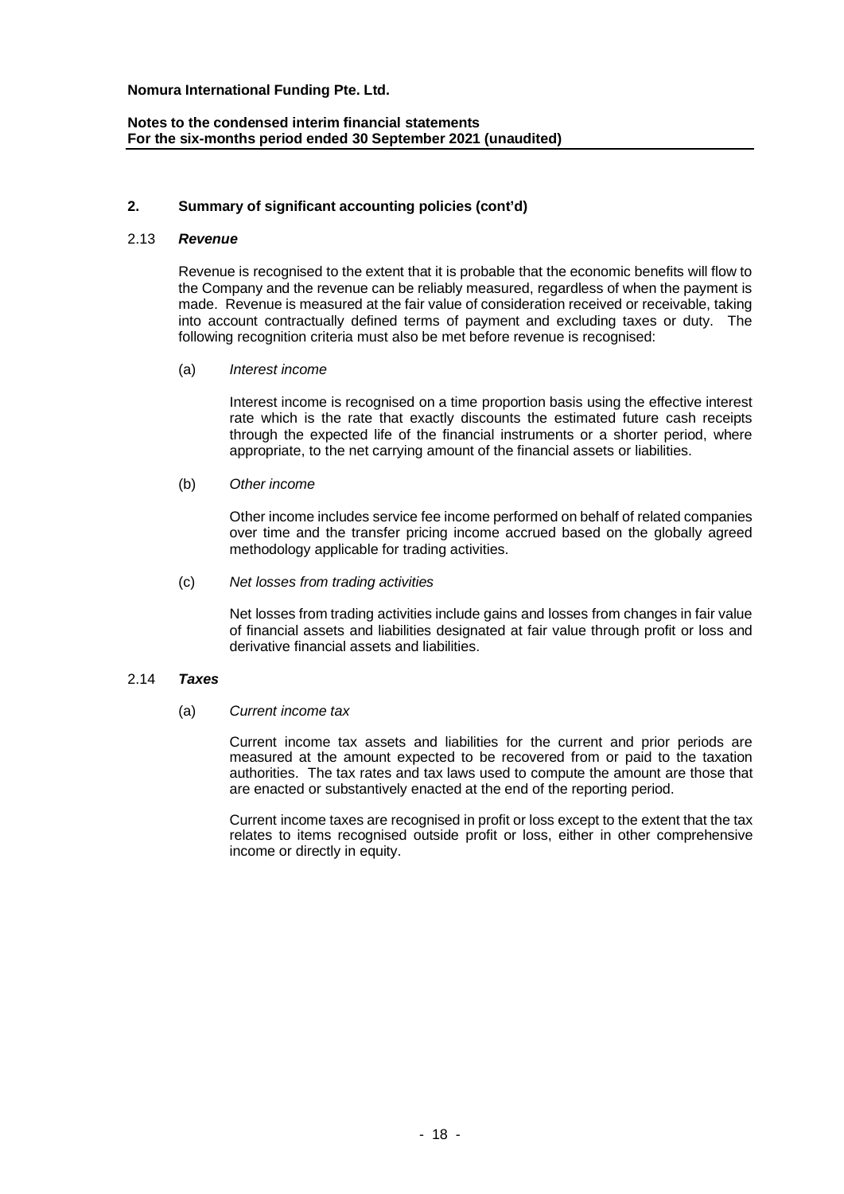## 2. Summary of significant accounting policies (cont'd)

### 2.13 *Revenue*

Revenue is recognised to the extent that it is probable that the economic benefits will flow to the Company and the revenue can be reliably measured, regardless of when the payment is made. Revenue is measured at the fair value of consideration received or receivable, taking into account contractually defined terms of payment and excluding taxes or duty. The following recognition criteria must also be met before revenue is recognised:

(a) *Interest income*

Interest income is recognised on a time proportion basis using the effective interest rate which is the rate that exactly discounts the estimated future cash receipts through the expected life of the financial instruments or a shorter period, where appropriate, to the net carrying amount of the financial assets or liabilities.

(b) *Other income*

Other income includes service fee income performed on behalf of related companies over time and the transfer pricing income accrued based on the globally agreed methodology applicable for trading activities.

(c) *Net losses from trading activities*

Net losses from trading activities include gains and losses from changes in fair value of financial assets and liabilities designated at fair value through profit or loss and derivative financial assets and liabilities.

### 2.14 *Taxes*

(a) *Current income tax*

Current income tax assets and liabilities for the current and prior periods are measured at the amount expected to be recovered from or paid to the taxation authorities. The tax rates and tax laws used to compute the amount are those that are enacted or substantively enacted at the end of the reporting period.

Current income taxes are recognised in profit or loss except to the extent that the tax relates to items recognised outside profit or loss, either in other comprehensive income or directly in equity.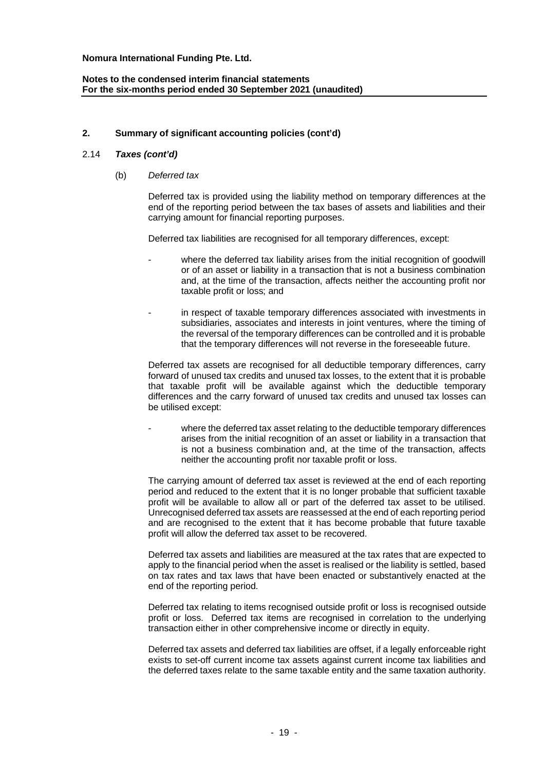## 2. Summary of significant accounting policies (cont'd)

### 2.14 *Taxes (cont'd)*

(b) *Deferred tax*

Deferred tax is provided using the liability method on temporary differences at the end of the reporting period between the tax bases of assets and liabilities and their carrying amount for financial reporting purposes.

Deferred tax liabilities are recognised for all temporary differences, except:

- where the deferred tax liability arises from the initial recognition of goodwill or of an asset or liability in a transaction that is not a business combination and, at the time of the transaction, affects neither the accounting profit nor taxable profit or loss; and

- in respect of taxable temporary differences associated with investments in subsidiaries, associates and interests in joint ventures, where the timing of the reversal of the temporary differences can be controlled and it is probable that the temporary differences will not reverse in the foreseeable future.

Deferred tax assets are recognised for all deductible temporary differences, carry forward of unused tax credits and unused tax losses, to the extent that it is probable that taxable profit will be available against which the deductible temporary differences and the carry forward of unused tax credits and unused tax losses can be utilised except:

- where the deferred tax asset relating to the deductible temporary differences arises from the initial recognition of an asset or liability in a transaction that is not a business combination and, at the time of the transaction, affects neither the accounting profit nor taxable profit or loss.

The carrying amount of deferred tax asset is reviewed at the end of each reporting period and reduced to the extent that it is no longer probable that sufficient taxable profit will be available to allow all or part of the deferred tax asset to be utilised. Unrecognised deferred tax assets are reassessed at the end of each reporting period and are recognised to the extent that it has become probable that future taxable profit will allow the deferred tax asset to be recovered.

Deferred tax assets and liabilities are measured at the tax rates that are expected to apply to the financial period when the asset is realised or the liability is settled, based on tax rates and tax laws that have been enacted or substantively enacted at the end of the reporting period.

Deferred tax relating to items recognised outside profit or loss is recognised outside profit or loss. Deferred tax items are recognised in correlation to the underlying transaction either in other comprehensive income or directly in equity.

Deferred tax assets and deferred tax liabilities are offset, if a legally enforceable right exists to set-off current income tax assets against current income tax liabilities and the deferred taxes relate to the same taxable entity and the same taxation authority.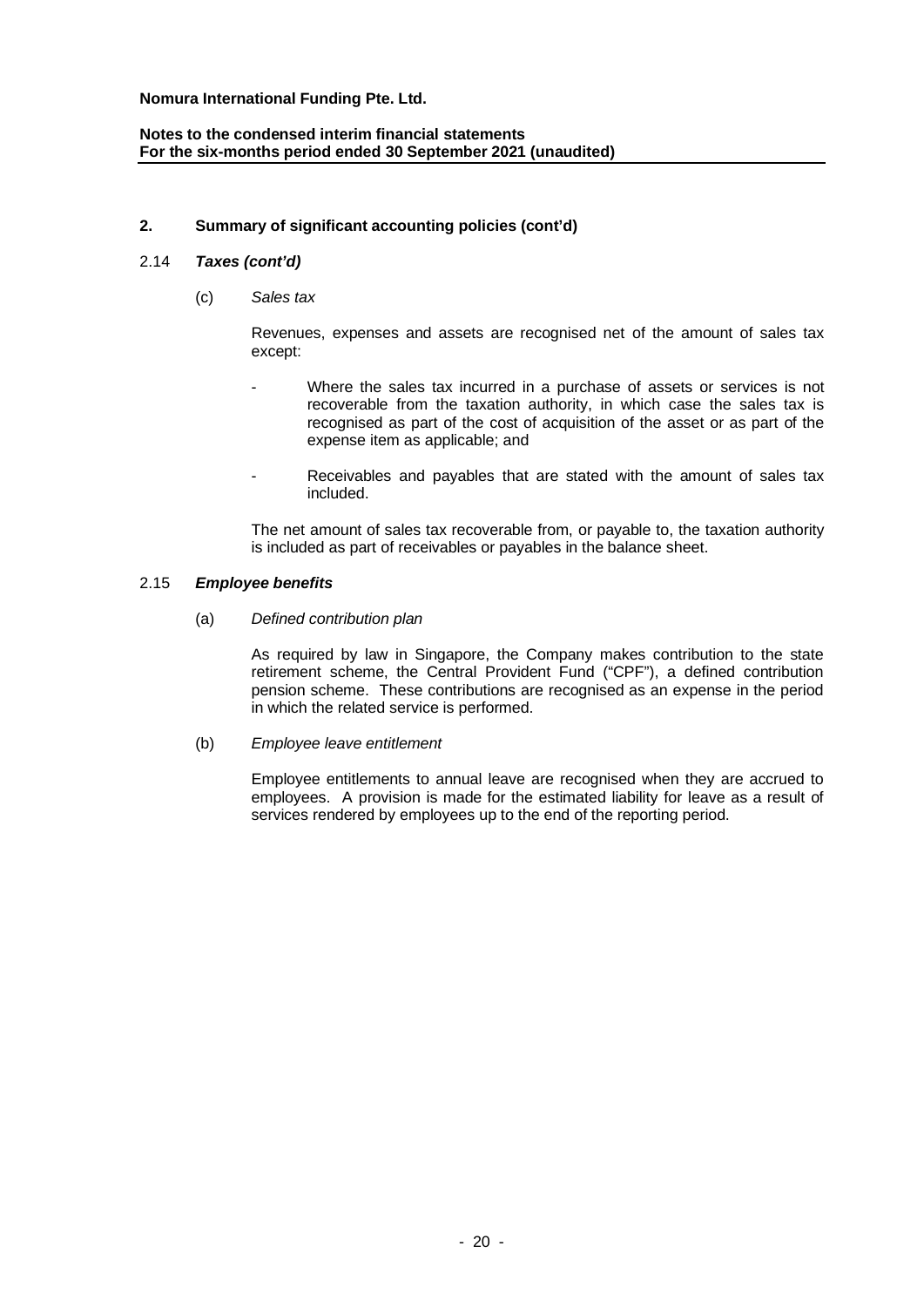## 2. Summary of significant accounting policies (cont'd)

### 2.14 *Taxes (cont'd)*

(c) *Sales tax*

Revenues, expenses and assets are recognised net of the amount of sales tax except:

- Where the sales tax incurred in a purchase of assets or services is not recoverable from the taxation authority, in which case the sales tax is recognised as part of the cost of acquisition of the asset or as part of the expense item as applicable; and

- Receivables and payables that are stated with the amount of sales tax included.

The net amount of sales tax recoverable from, or payable to, the taxation authority is included as part of receivables or payables in the balance sheet.

### 2.15 *Employee benefits*

(a) *Defined contribution plan*

As required by law in Singapore, the Company makes contribution to the state retirement scheme, the Central Provident Fund ("CPF"), a defined contribution pension scheme. These contributions are recognised as an expense in the period in which the related service is performed.

(b) *Employee leave entitlement*

Employee entitlements to annual leave are recognised when they are accrued to employees. A provision is made for the estimated liability for leave as a result of services rendered by employees up to the end of the reporting period.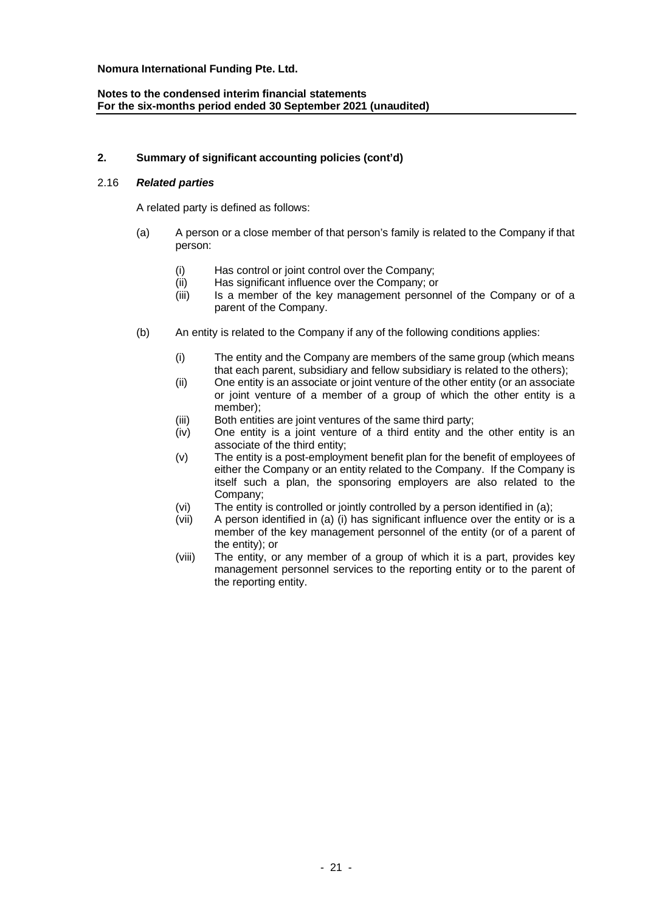## 2. Summary of significant accounting policies (cont'd)

### 2.16 *Related parties*

A related party is defined as follows:

(a) A person or a close member of that person's family is related to the Company if that person:

- (i) Has control or joint control over the Company;
- (ii) Has significant influence over the Company; or
- (iii) Is a member of the key management personnel of the Company or of a parent of the Company.

(b) An entity is related to the Company if any of the following conditions applies:

- (i) The entity and the Company are members of the same group (which means that each parent, subsidiary and fellow subsidiary is related to the others);
- (ii) One entity is an associate or joint venture of the other entity (or an associate or joint venture of a member of a group of which the other entity is a member);
- (iii) Both entities are joint ventures of the same third party;
- (iv) One entity is a joint venture of a third entity and the other entity is an associate of the third entity;
- (v) The entity is a post-employment benefit plan for the benefit of employees of either the Company or an entity related to the Company. If the Company is itself such a plan, the sponsoring employers are also related to the Company;
- (vi) The entity is controlled or jointly controlled by a person identified in (a);
- (vii) A person identified in (a) (i) has significant influence over the entity or is a member of the key management personnel of the entity (or of a parent of the entity); or
- (viii) The entity, or any member of a group of which it is a part, provides key management personnel services to the reporting entity or to the parent of the reporting entity.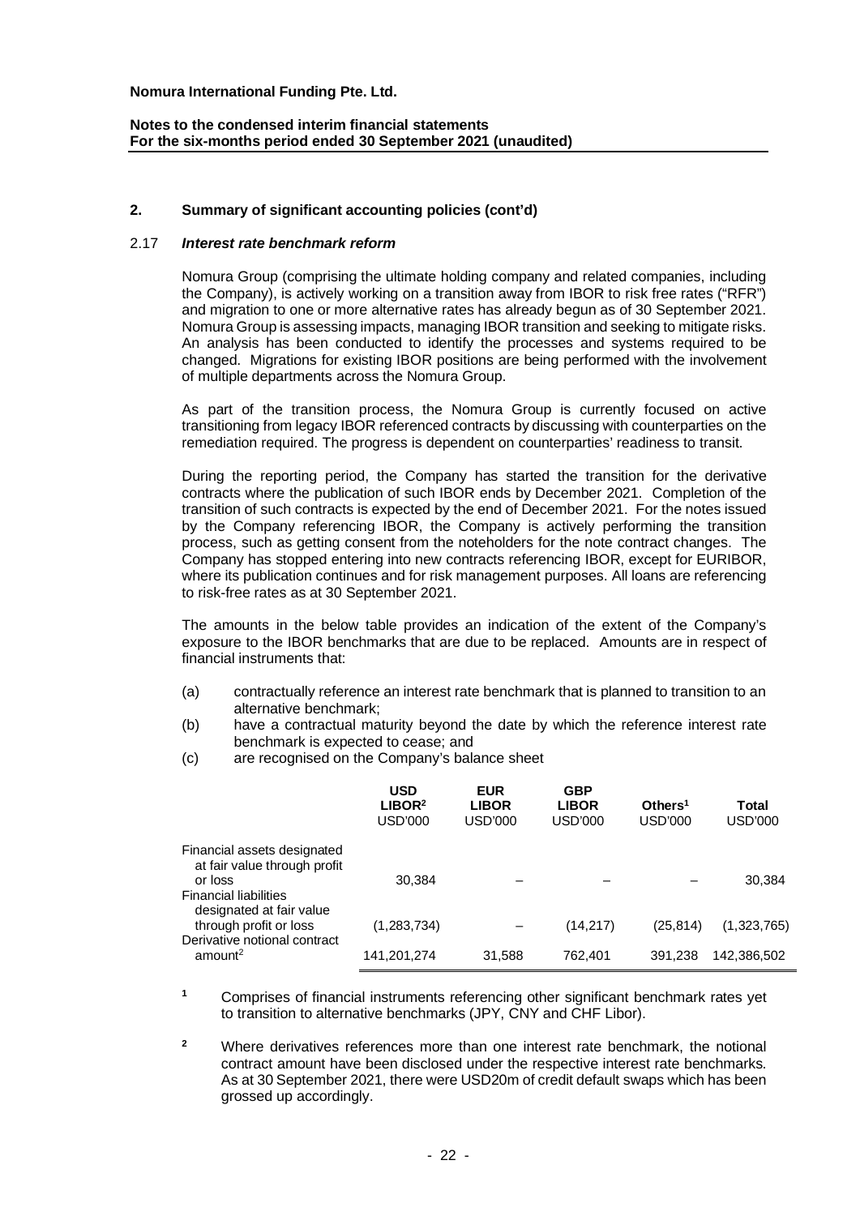**Nomura International Funding Pte. Ltd.**

**Notes to the condensed interim financial statements**
**For the six-months period ended 30 September 2021 (unaudited)**

## 2. Summary of significant accounting policies (cont'd)

### 2.17 *Interest rate benchmark reform*

Nomura Group (comprising the ultimate holding company and related companies, including the Company), is actively working on a transition away from IBOR to risk free rates ("RFR") and migration to one or more alternative rates has already begun as of 30 September 2021. Nomura Group is assessing impacts, managing IBOR transition and seeking to mitigate risks. An analysis has been conducted to identify the processes and systems required to be changed. Migrations for existing IBOR positions are being performed with the involvement of multiple departments across the Nomura Group.

As part of the transition process, the Nomura Group is currently focused on active transitioning from legacy IBOR referenced contracts by discussing with counterparties on the remediation required. The progress is dependent on counterparties' readiness to transit.

During the reporting period, the Company has started the transition for the derivative contracts where the publication of such IBOR ends by December 2021. Completion of the transition of such contracts is expected by the end of December 2021. For the notes issued by the Company referencing IBOR, the Company is actively performing the transition process, such as getting consent from the noteholders for the note contract changes. The Company has stopped entering into new contracts referencing IBOR, except for EURIBOR, where its publication continues and for risk management purposes. All loans are referencing to risk-free rates as at 30 September 2021.

The amounts in the below table provides an indication of the extent of the Company's exposure to the IBOR benchmarks that are due to be replaced. Amounts are in respect of financial instruments that:

(a) contractually reference an interest rate benchmark that is planned to transition to an alternative benchmark;
(b) have a contractual maturity beyond the date by which the reference interest rate benchmark is expected to cease; and
(c) are recognised on the Company's balance sheet

| | USD LIBOR[2] USD'000 | EUR LIBOR USD'000 | GBP LIBOR USD'000 | Others[1] USD'000 | Total USD'000 |
|---|---|---|---|---|---|
| Financial assets designated at fair value through profit or loss | 30,384 | – | – | – | 30,384 |
| Financial liabilities designated at fair value through profit or loss | (1,283,734) | – | (14,217) | (25,814) | (1,323,765) |
| Derivative notional contract amount[2] | 141,201,274 | 31,588 | 762,401 | 391,238 | 142,386,502 |

[1] Comprises of financial instruments referencing other significant benchmark rates yet to transition to alternative benchmarks (JPY, CNY and CHF Libor).

[2] Where derivatives references more than one interest rate benchmark, the notional contract amount have been disclosed under the respective interest rate benchmarks. As at 30 September 2021, there were USD20m of credit default swaps which has been grossed up accordingly.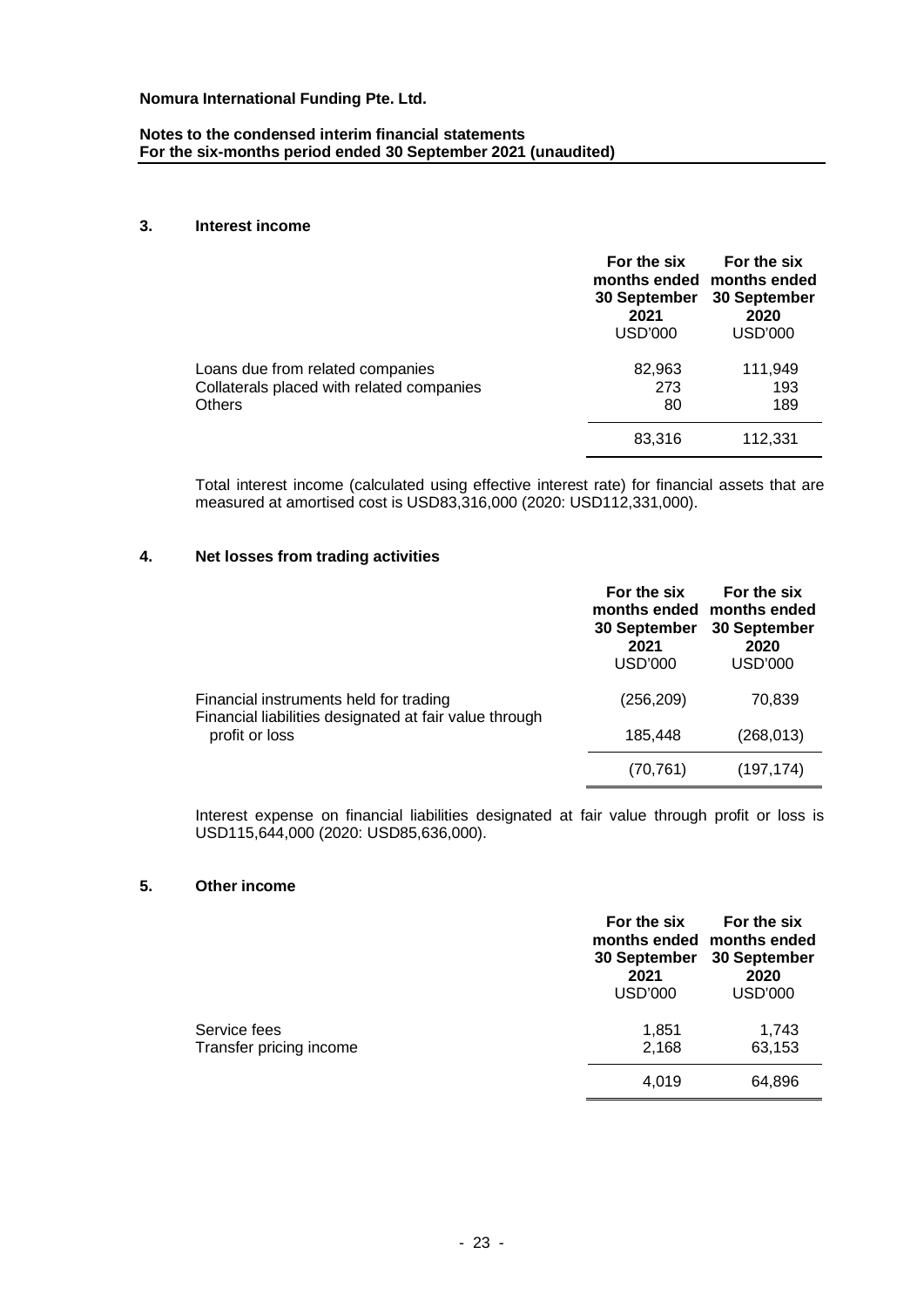**Nomura International Funding Pte. Ltd.**

**Notes to the condensed interim financial statements**
**For the six-months period ended 30 September 2021 (unaudited)**

## 3. Interest income

| | For the six months ended 30 September 2021 USD'000 | For the six months ended 30 September 2020 USD'000 |
|---|---|---|
| Loans due from related companies | 82,963 | 111,949 |
| Collaterals placed with related companies | 273 | 193 |
| Others | 80 | 189 |
| | 83,316 | 112,331 |

Total interest income (calculated using effective interest rate) for financial assets that are measured at amortised cost is USD83,316,000 (2020: USD112,331,000).

## 4. Net losses from trading activities

| | For the six months ended 30 September 2021 USD'000 | For the six months ended 30 September 2020 USD'000 |
|---|---|---|
| Financial instruments held for trading | (256,209) | 70,839 |
| Financial liabilities designated at fair value through profit or loss | 185,448 | (268,013) |
| | (70,761) | (197,174) |

Interest expense on financial liabilities designated at fair value through profit or loss is USD115,644,000 (2020: USD85,636,000).

## 5. Other income

| | For the six months ended 30 September 2021 USD'000 | For the six months ended 30 September 2020 USD'000 |
|---|---|---|
| Service fees | 1,851 | 1,743 |
| Transfer pricing income | 2,168 | 63,153 |
| | 4,019 | 64,896 |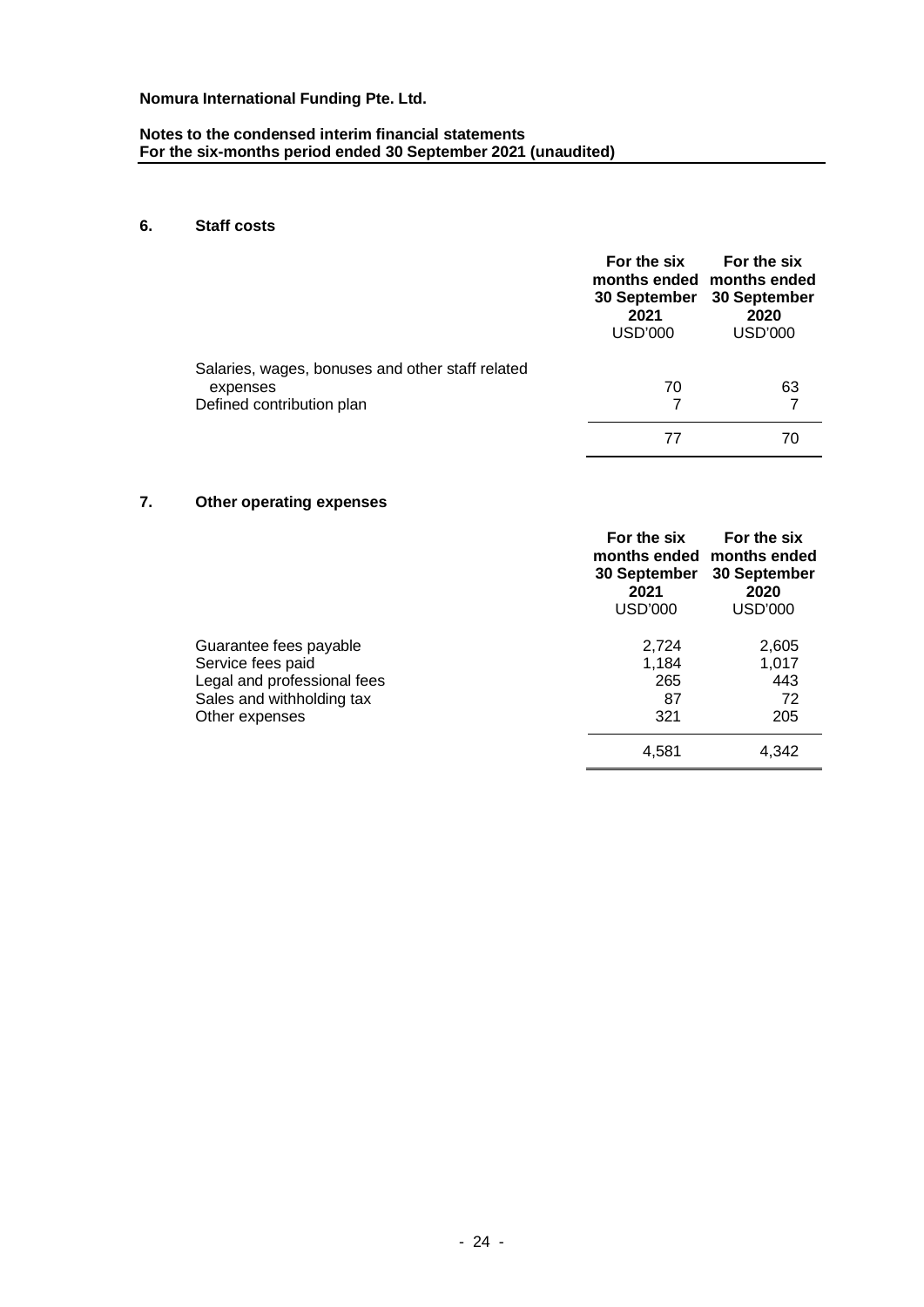**Nomura International Funding Pte. Ltd.**

**Notes to the condensed interim financial statements**
**For the six-months period ended 30 September 2021 (unaudited)**

## 6. Staff costs

| | For the six months ended 30 September 2021 USD'000 | For the six months ended 30 September 2020 USD'000 |
|---|---|---|
| Salaries, wages, bonuses and other staff related expenses | 70 | 63 |
| Defined contribution plan | 7 | 7 |
| | 77 | 70 |

## 7. Other operating expenses

| | For the six months ended 30 September 2021 USD'000 | For the six months ended 30 September 2020 USD'000 |
|---|---|---|
| Guarantee fees payable | 2,724 | 2,605 |
| Service fees paid | 1,184 | 1,017 |
| Legal and professional fees | 265 | 443 |
| Sales and withholding tax | 87 | 72 |
| Other expenses | 321 | 205 |
| | 4,581 | 4,342 |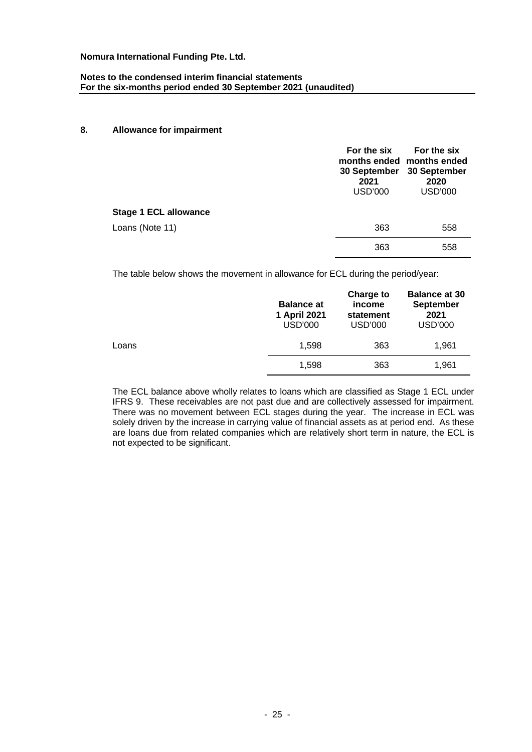## 8. Allowance for impairment

| | For the six months ended 30 September 2021 USD'000 | For the six months ended 30 September 2020 USD'000 |
|---|---|---|
| **Stage 1 ECL allowance** | | |
| Loans (Note 11) | 363 | 558 |
| | 363 | 558 |

The table below shows the movement in allowance for ECL during the period/year:

| | Balance at 1 April 2021 USD'000 | Charge to income statement USD'000 | Balance at 30 September 2021 USD'000 |
|---|---|---|---|
| Loans | 1,598 | 363 | 1,961 |
| | 1,598 | 363 | 1,961 |

The ECL balance above wholly relates to loans which are classified as Stage 1 ECL under IFRS 9. These receivables are not past due and are collectively assessed for impairment. There was no movement between ECL stages during the year. The increase in ECL was solely driven by the increase in carrying value of financial assets as at period end. As these are loans due from related companies which are relatively short term in nature, the ECL is not expected to be significant.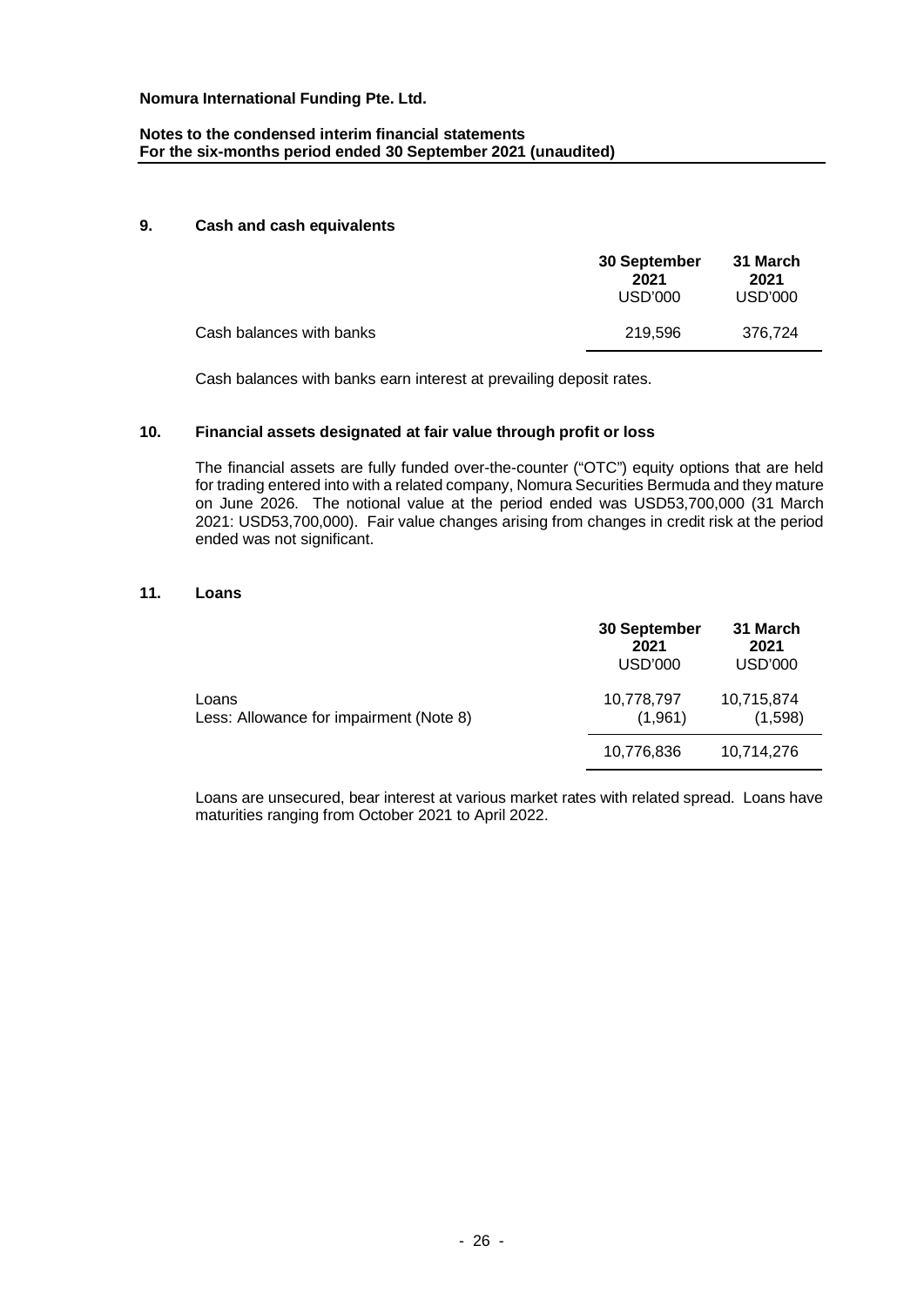## 9. Cash and cash equivalents

| | 30 September 2021 USD'000 | 31 March 2021 USD'000 |
|---|---|---|
| Cash balances with banks | 219,596 | 376,724 |

Cash balances with banks earn interest at prevailing deposit rates.

## 10. Financial assets designated at fair value through profit or loss

The financial assets are fully funded over-the-counter ("OTC") equity options that are held for trading entered into with a related company, Nomura Securities Bermuda and they mature on June 2026. The notional value at the period ended was USD53,700,000 (31 March 2021: USD53,700,000). Fair value changes arising from changes in credit risk at the period ended was not significant.

## 11. Loans

| | 30 September 2021 USD'000 | 31 March 2021 USD'000 |
|---|---|---|
| Loans | 10,778,797 | 10,715,874 |
| Less: Allowance for impairment (Note 8) | (1,961) | (1,598) |
| | 10,776,836 | 10,714,276 |

Loans are unsecured, bear interest at various market rates with related spread. Loans have maturities ranging from October 2021 to April 2022.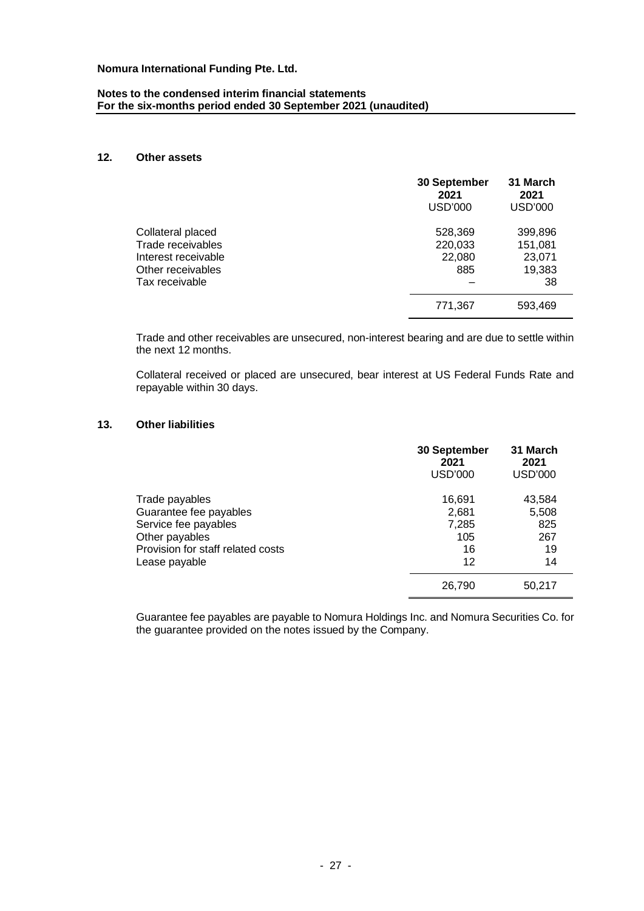## 12. Other assets

| | 30 September 2021 USD'000 | 31 March 2021 USD'000 |
|---|---|---|
| Collateral placed | 528,369 | 399,896 |
| Trade receivables | 220,033 | 151,081 |
| Interest receivable | 22,080 | 23,071 |
| Other receivables | 885 | 19,383 |
| Tax receivable | – | 38 |
| | 771,367 | 593,469 |

Trade and other receivables are unsecured, non-interest bearing and are due to settle within the next 12 months.

Collateral received or placed are unsecured, bear interest at US Federal Funds Rate and repayable within 30 days.

## 13. Other liabilities

| | 30 September 2021 USD'000 | 31 March 2021 USD'000 |
|---|---|---|
| Trade payables | 16,691 | 43,584 |
| Guarantee fee payables | 2,681 | 5,508 |
| Service fee payables | 7,285 | 825 |
| Other payables | 105 | 267 |
| Provision for staff related costs | 16 | 19 |
| Lease payable | 12 | 14 |
| | 26,790 | 50,217 |

Guarantee fee payables are payable to Nomura Holdings Inc. and Nomura Securities Co. for the guarantee provided on the notes issued by the Company.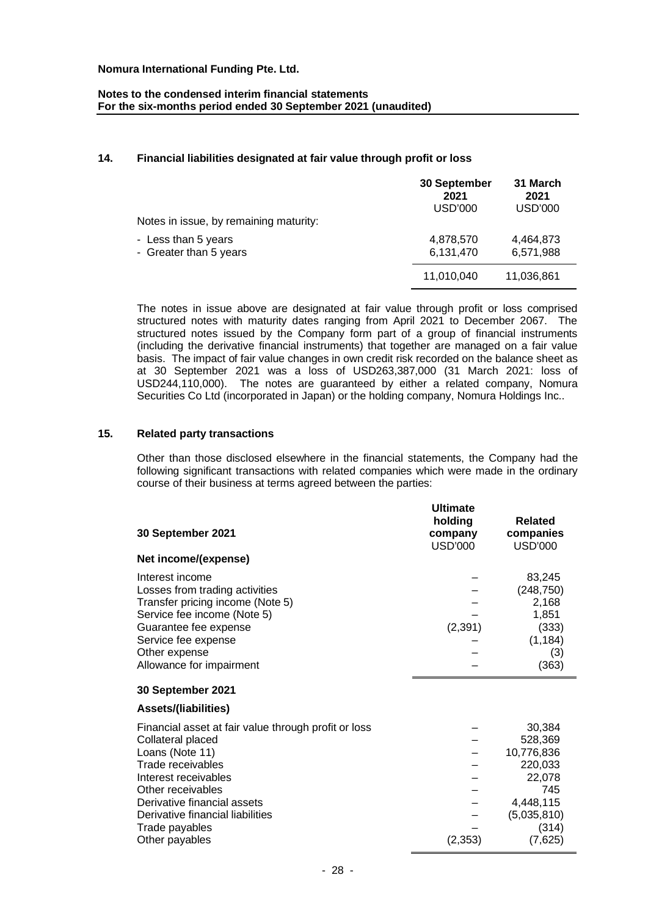**Nomura International Funding Pte. Ltd.**

**Notes to the condensed interim financial statements**
**For the six-months period ended 30 September 2021 (unaudited)**

## 14. Financial liabilities designated at fair value through profit or loss

| | 30 September 2021 USD'000 | 31 March 2021 USD'000 |
|---|---|---|
| Notes in issue, by remaining maturity: | | |
| - Less than 5 years | 4,878,570 | 4,464,873 |
| - Greater than 5 years | 6,131,470 | 6,571,988 |
| | 11,010,040 | 11,036,861 |

The notes in issue above are designated at fair value through profit or loss comprised structured notes with maturity dates ranging from April 2021 to December 2067. The structured notes issued by the Company form part of a group of financial instruments (including the derivative financial instruments) that together are managed on a fair value basis. The impact of fair value changes in own credit risk recorded on the balance sheet as at 30 September 2021 was a loss of USD263,387,000 (31 March 2021: loss of USD244,110,000). The notes are guaranteed by either a related company, Nomura Securities Co Ltd (incorporated in Japan) or the holding company, Nomura Holdings Inc..

## 15. Related party transactions

Other than those disclosed elsewhere in the financial statements, the Company had the following significant transactions with related companies which were made in the ordinary course of their business at terms agreed between the parties:

| 30 September 2021 | Ultimate holding company USD'000 | Related companies USD'000 |
|---|---|---|
| **Net income/(expense)** | | |
| Interest income | – | 83,245 |
| Losses from trading activities | – | (248,750) |
| Transfer pricing income (Note 5) | – | 2,168 |
| Service fee income (Note 5) | – | 1,851 |
| Guarantee fee expense | (2,391) | (333) |
| Service fee expense | – | (1,184) |
| Other expense | – | (3) |
| Allowance for impairment | – | (363) |
| **30 September 2021** | | |
| **Assets/(liabilities)** | | |
| Financial asset at fair value through profit or loss | – | 30,384 |
| Collateral placed | – | 528,369 |
| Loans (Note 11) | – | 10,776,836 |
| Trade receivables | – | 220,033 |
| Interest receivables | – | 22,078 |
| Other receivables | – | 745 |
| Derivative financial assets | – | 4,448,115 |
| Derivative financial liabilities | – | (5,035,810) |
| Trade payables | – | (314) |
| Other payables | (2,353) | (7,625) |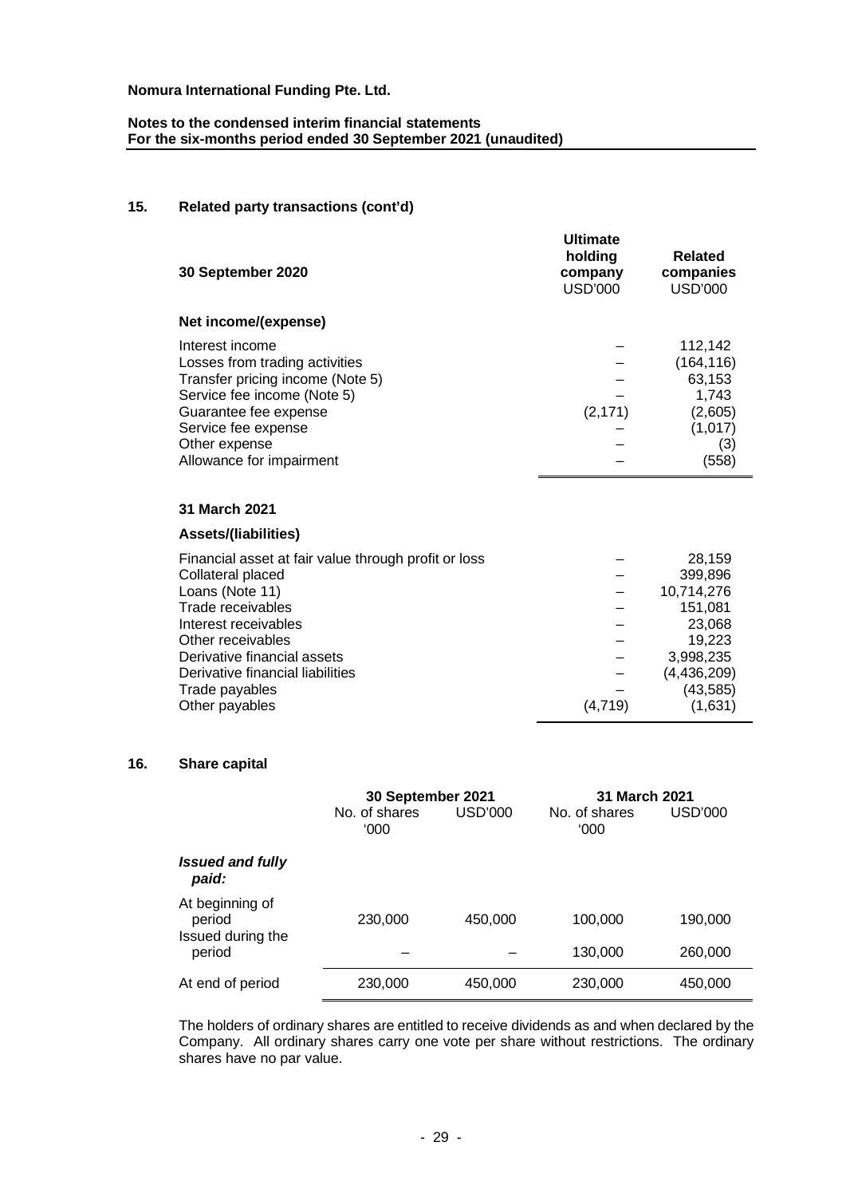**Nomura International Funding Pte. Ltd.**

**Notes to the condensed interim financial statements**
**For the six-months period ended 30 September 2021 (unaudited)**

## 15. Related party transactions (cont'd)

| **30 September 2020** | **Ultimate holding company** USD'000 | **Related companies** USD'000 |
|---|---|---|
| **Net income/(expense)** | | |
| Interest income | – | 112,142 |
| Losses from trading activities | – | (164,116) |
| Transfer pricing income (Note 5) | – | 63,153 |
| Service fee income (Note 5) | – | 1,743 |
| Guarantee fee expense | (2,171) | (2,605) |
| Service fee expense | – | (1,017) |
| Other expense | – | (3) |
| Allowance for impairment | – | (558) |

| **31 March 2021** | **Ultimate holding company** USD'000 | **Related companies** USD'000 |
|---|---|---|
| **Assets/(liabilities)** | | |
| Financial asset at fair value through profit or loss | – | 28,159 |
| Collateral placed | – | 399,896 |
| Loans (Note 11) | – | 10,714,276 |
| Trade receivables | – | 151,081 |
| Interest receivables | – | 23,068 |
| Other receivables | – | 19,223 |
| Derivative financial assets | – | 3,998,235 |
| Derivative financial liabilities | – | (4,436,209) |
| Trade payables | – | (43,585) |
| Other payables | (4,719) | (1,631) |

## 16. Share capital

| | **30 September 2021** | | **31 March 2021** | |
|---|---|---|---|---|
| | No. of shares '000 | USD'000 | No. of shares '000 | USD'000 |
| ***Issued and fully paid:*** | | | | |
| At beginning of period | 230,000 | 450,000 | 100,000 | 190,000 |
| Issued during the period | – | – | 130,000 | 260,000 |
| At end of period | 230,000 | 450,000 | 230,000 | 450,000 |

The holders of ordinary shares are entitled to receive dividends as and when declared by the Company. All ordinary shares carry one vote per share without restrictions. The ordinary shares have no par value.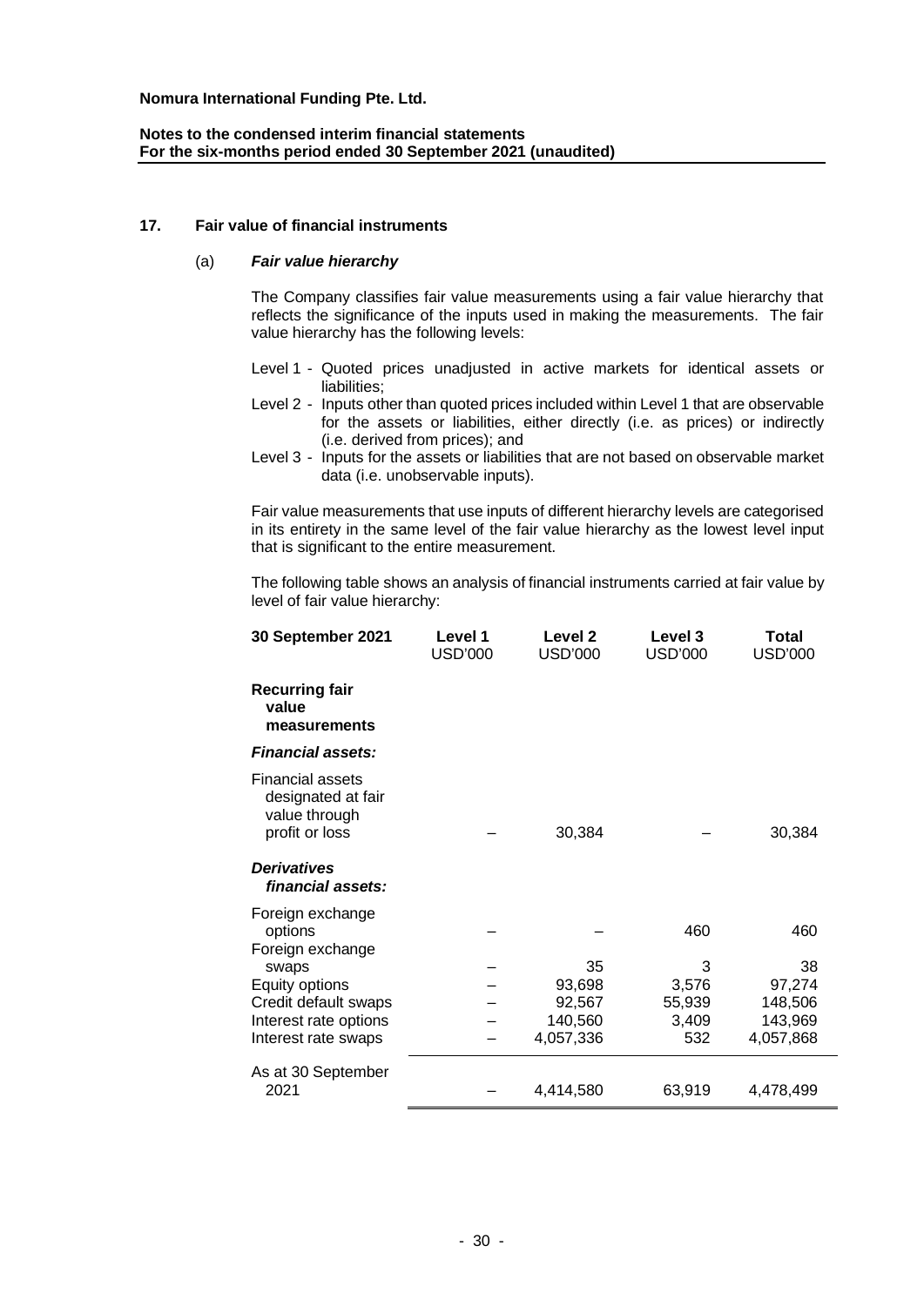**Nomura International Funding Pte. Ltd.**

**Notes to the condensed interim financial statements**
**For the six-months period ended 30 September 2021 (unaudited)**

## 17. Fair value of financial instruments

### (a) *Fair value hierarchy*

The Company classifies fair value measurements using a fair value hierarchy that reflects the significance of the inputs used in making the measurements. The fair value hierarchy has the following levels:

- Level 1 - Quoted prices unadjusted in active markets for identical assets or liabilities;
- Level 2 - Inputs other than quoted prices included within Level 1 that are observable for the assets or liabilities, either directly (i.e. as prices) or indirectly (i.e. derived from prices); and
- Level 3 - Inputs for the assets or liabilities that are not based on observable market data (i.e. unobservable inputs).

Fair value measurements that use inputs of different hierarchy levels are categorised in its entirety in the same level of the fair value hierarchy as the lowest level input that is significant to the entire measurement.

The following table shows an analysis of financial instruments carried at fair value by level of fair value hierarchy:

| **30 September 2021** | **Level 1** USD'000 | **Level 2** USD'000 | **Level 3** USD'000 | **Total** USD'000 |
|---|---|---|---|---|
| **Recurring fair value measurements** | | | | |
| ***Financial assets:*** | | | | |
| Financial assets designated at fair value through profit or loss | – | 30,384 | – | 30,384 |
| ***Derivatives financial assets:*** | | | | |
| Foreign exchange options | – | – | 460 | 460 |
| Foreign exchange swaps | – | 35 | 3 | 38 |
| Equity options | – | 93,698 | 3,576 | 97,274 |
| Credit default swaps | – | 92,567 | 55,939 | 148,506 |
| Interest rate options | – | 140,560 | 3,409 | 143,969 |
| Interest rate swaps | – | 4,057,336 | 532 | 4,057,868 |
| As at 30 September 2021 | – | 4,414,580 | 63,919 | 4,478,499 |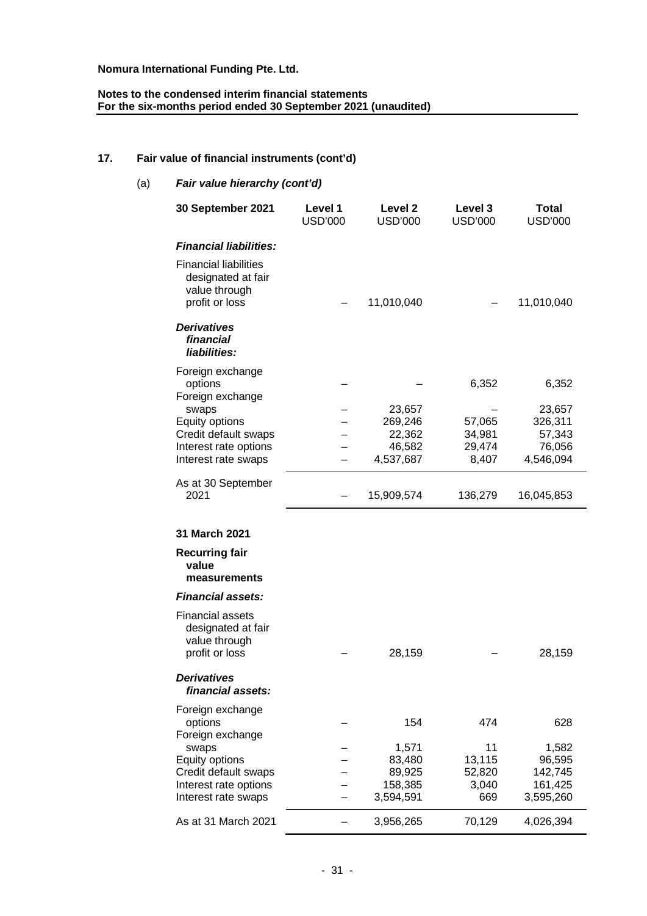## 17. Fair value of financial instruments (cont'd)

### (a) *Fair value hierarchy (cont'd)*

| 30 September 2021 | Level 1 USD'000 | Level 2 USD'000 | Level 3 USD'000 | Total USD'000 |
|---|---|---|---|---|
| ***Financial liabilities:*** | | | | |
| Financial liabilities designated at fair value through profit or loss | – | 11,010,040 | – | 11,010,040 |
| ***Derivatives financial liabilities:*** | | | | |
| Foreign exchange options | – | – | 6,352 | 6,352 |
| Foreign exchange swaps | – | 23,657 | – | 23,657 |
| Equity options | – | 269,246 | 57,065 | 326,311 |
| Credit default swaps | – | 22,362 | 34,981 | 57,343 |
| Interest rate options | – | 46,582 | 29,474 | 76,056 |
| Interest rate swaps | – | 4,537,687 | 8,407 | 4,546,094 |
| As at 30 September 2021 | – | 15,909,574 | 136,279 | 16,045,853 |
| **31 March 2021** | | | | |
| **Recurring fair value measurements** | | | | |
| ***Financial assets:*** | | | | |
| Financial assets designated at fair value through profit or loss | – | 28,159 | – | 28,159 |
| ***Derivatives financial assets:*** | | | | |
| Foreign exchange options | – | 154 | 474 | 628 |
| Foreign exchange swaps | – | 1,571 | 11 | 1,582 |
| Equity options | – | 83,480 | 13,115 | 96,595 |
| Credit default swaps | – | 89,925 | 52,820 | 142,745 |
| Interest rate options | – | 158,385 | 3,040 | 161,425 |
| Interest rate swaps | – | 3,594,591 | 669 | 3,595,260 |
| As at 31 March 2021 | – | 3,956,265 | 70,129 | 4,026,394 |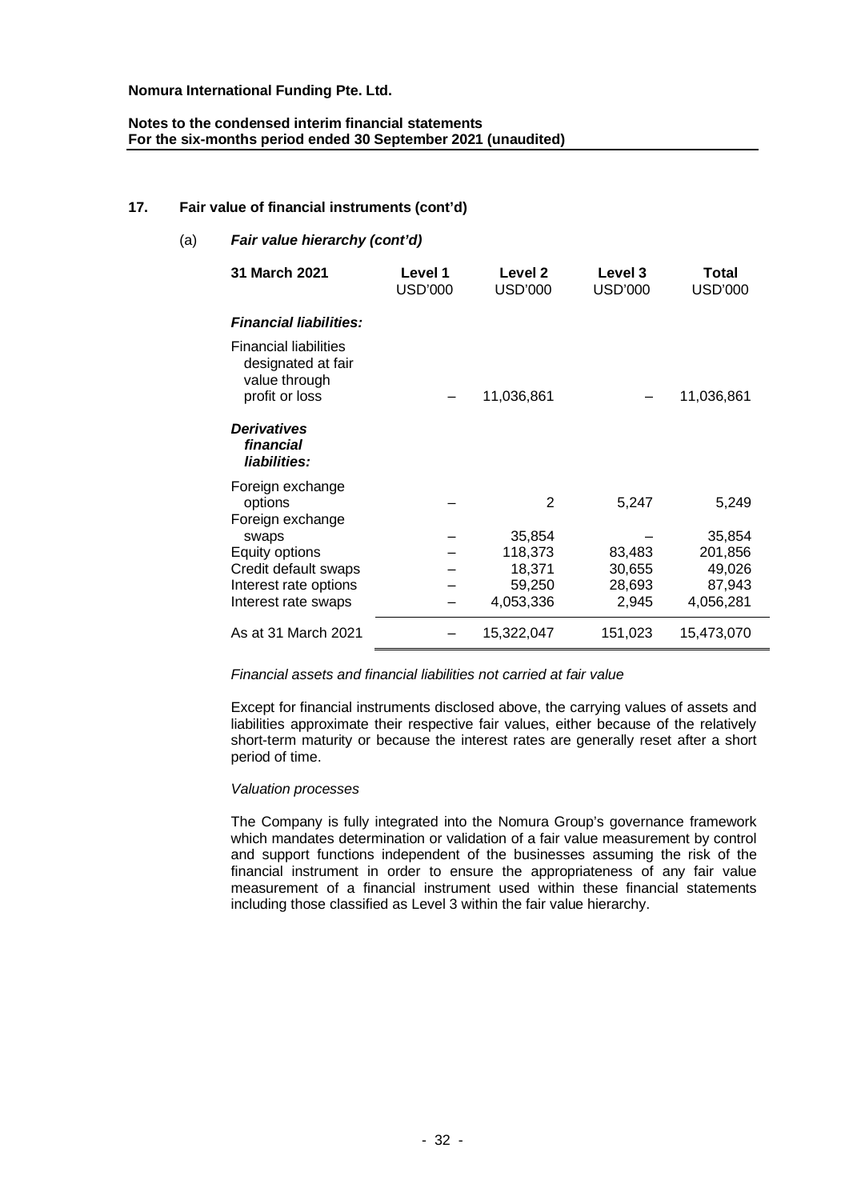**Nomura International Funding Pte. Ltd.**

**Notes to the condensed interim financial statements**
**For the six-months period ended 30 September 2021 (unaudited)**

## 17. Fair value of financial instruments (cont'd)

### (a) *Fair value hierarchy (cont'd)*

| **31 March 2021** | **Level 1** USD'000 | **Level 2** USD'000 | **Level 3** USD'000 | **Total** USD'000 |
|---|---|---|---|---|
| ***Financial liabilities:*** | | | | |
| Financial liabilities designated at fair value through profit or loss | – | 11,036,861 | – | 11,036,861 |
| ***Derivatives financial liabilities:*** | | | | |
| Foreign exchange options | – | 2 | 5,247 | 5,249 |
| Foreign exchange swaps | – | 35,854 | – | 35,854 |
| Equity options | – | 118,373 | 83,483 | 201,856 |
| Credit default swaps | – | 18,371 | 30,655 | 49,026 |
| Interest rate options | – | 59,250 | 28,693 | 87,943 |
| Interest rate swaps | – | 4,053,336 | 2,945 | 4,056,281 |
| As at 31 March 2021 | – | 15,322,047 | 151,023 | 15,473,070 |

*Financial assets and financial liabilities not carried at fair value*

Except for financial instruments disclosed above, the carrying values of assets and liabilities approximate their respective fair values, either because of the relatively short-term maturity or because the interest rates are generally reset after a short period of time.

*Valuation processes*

The Company is fully integrated into the Nomura Group's governance framework which mandates determination or validation of a fair value measurement by control and support functions independent of the businesses assuming the risk of the financial instrument in order to ensure the appropriateness of any fair value measurement of a financial instrument used within these financial statements including those classified as Level 3 within the fair value hierarchy.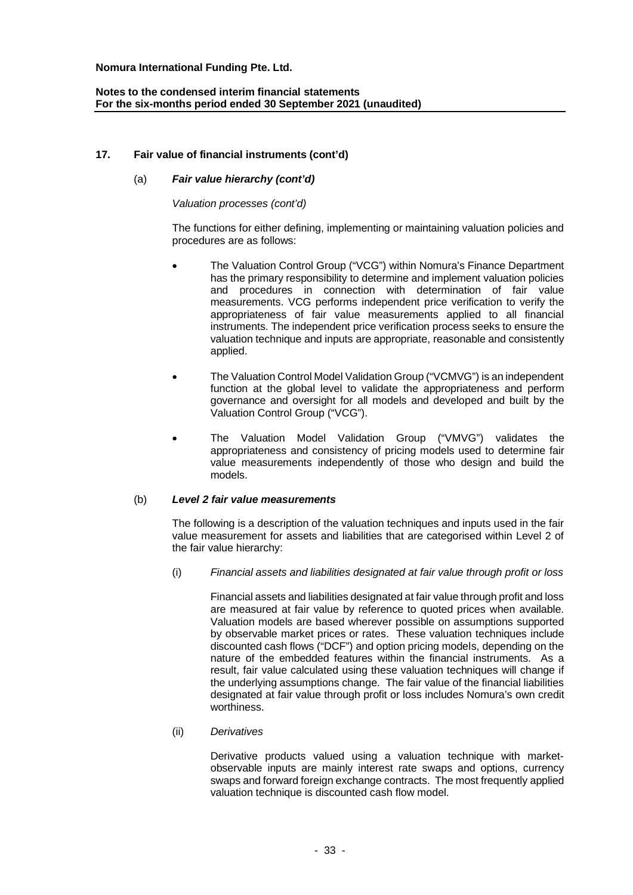## 17. Fair value of financial instruments (cont'd)

### (a) *Fair value hierarchy (cont'd)*

*Valuation processes (cont'd)*

The functions for either defining, implementing or maintaining valuation policies and procedures are as follows:

- The Valuation Control Group ("VCG") within Nomura's Finance Department has the primary responsibility to determine and implement valuation policies and procedures in connection with determination of fair value measurements. VCG performs independent price verification to verify the appropriateness of fair value measurements applied to all financial instruments. The independent price verification process seeks to ensure the valuation technique and inputs are appropriate, reasonable and consistently applied.
- The Valuation Control Model Validation Group ("VCMVG") is an independent function at the global level to validate the appropriateness and perform governance and oversight for all models and developed and built by the Valuation Control Group ("VCG").
- The Valuation Model Validation Group ("VMVG") validates the appropriateness and consistency of pricing models used to determine fair value measurements independently of those who design and build the models.

### (b) *Level 2 fair value measurements*

The following is a description of the valuation techniques and inputs used in the fair value measurement for assets and liabilities that are categorised within Level 2 of the fair value hierarchy:

(i) *Financial assets and liabilities designated at fair value through profit or loss*

Financial assets and liabilities designated at fair value through profit and loss are measured at fair value by reference to quoted prices when available. Valuation models are based wherever possible on assumptions supported by observable market prices or rates. These valuation techniques include discounted cash flows ("DCF") and option pricing models, depending on the nature of the embedded features within the financial instruments. As a result, fair value calculated using these valuation techniques will change if the underlying assumptions change. The fair value of the financial liabilities designated at fair value through profit or loss includes Nomura's own credit worthiness.

(ii) *Derivatives*

Derivative products valued using a valuation technique with market-observable inputs are mainly interest rate swaps and options, currency swaps and forward foreign exchange contracts. The most frequently applied valuation technique is discounted cash flow model.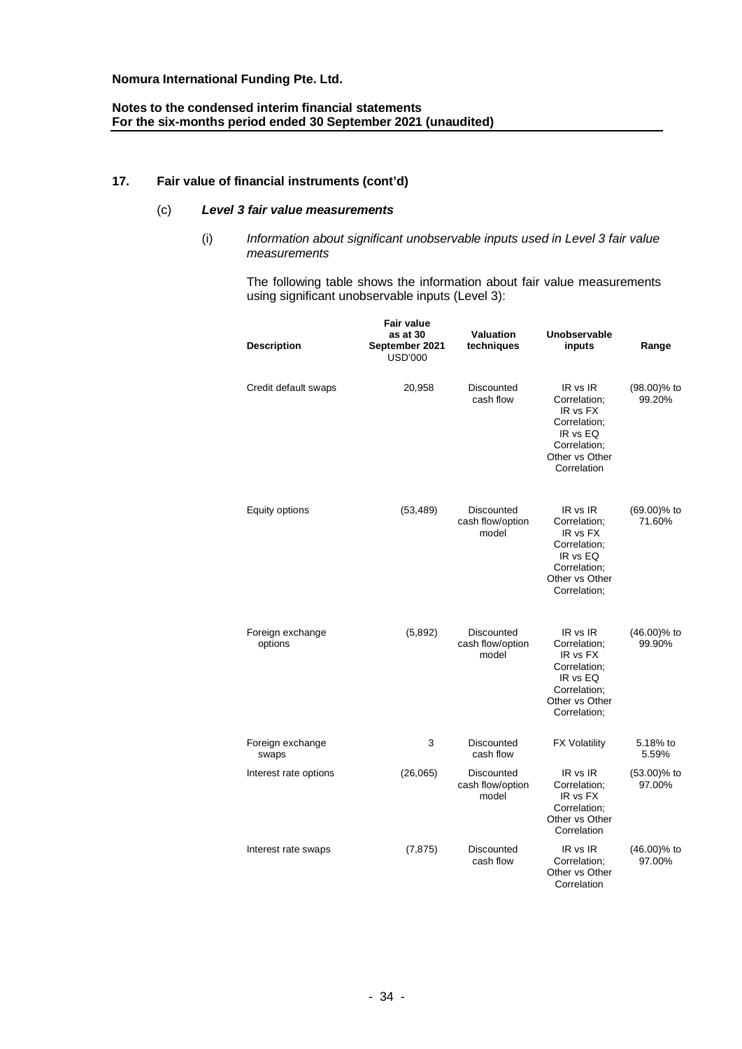**Nomura International Funding Pte. Ltd.**

**Notes to the condensed interim financial statements**
**For the six-months period ended 30 September 2021 (unaudited)**

## 17. Fair value of financial instruments (cont'd)

### (c) *Level 3 fair value measurements*

(i) *Information about significant unobservable inputs used in Level 3 fair value measurements*

The following table shows the information about fair value measurements using significant unobservable inputs (Level 3):

| Description | Fair value as at 30 September 2021 USD'000 | Valuation techniques | Unobservable inputs | Range |
|---|---|---|---|---|
| Credit default swaps | 20,958 | Discounted cash flow | IR vs IR Correlation; IR vs FX Correlation; IR vs EQ Correlation; Other vs Other Correlation | (98.00)% to 99.20% |
| Equity options | (53,489) | Discounted cash flow/option model | IR vs IR Correlation; IR vs FX Correlation; IR vs EQ Correlation; Other vs Other Correlation; | (69.00)% to 71.60% |
| Foreign exchange options | (5,892) | Discounted cash flow/option model | IR vs IR Correlation; IR vs FX Correlation; IR vs EQ Correlation; Other vs Other Correlation; | (46.00)% to 99.90% |
| Foreign exchange swaps | 3 | Discounted cash flow | FX Volatility | 5.18% to 5.59% |
| Interest rate options | (26,065) | Discounted cash flow/option model | IR vs IR Correlation; IR vs FX Correlation; Other vs Other Correlation | (53.00)% to 97.00% |
| Interest rate swaps | (7,875) | Discounted cash flow | IR vs IR Correlation; Other vs Other Correlation | (46.00)% to 97.00% |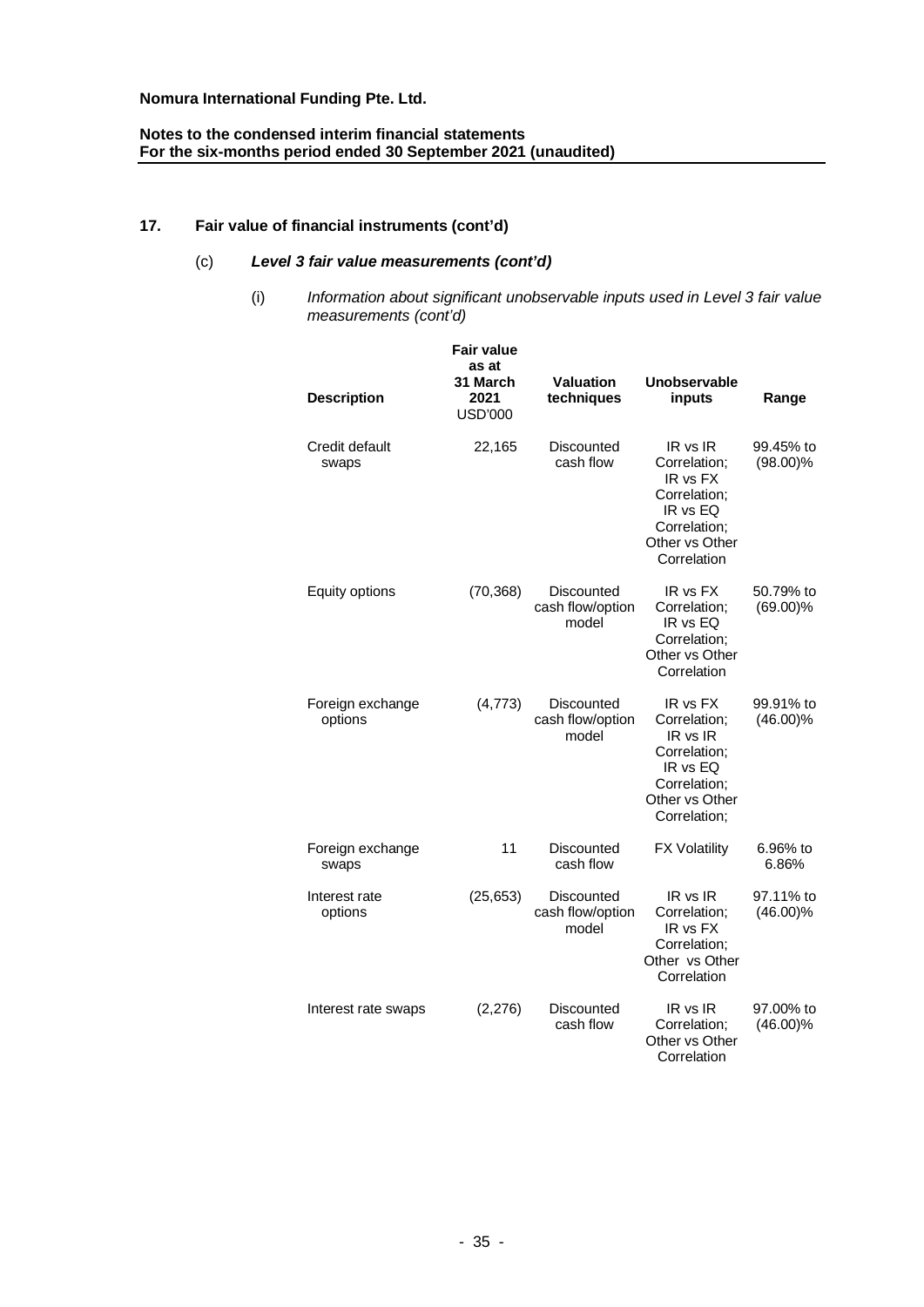Nomura International Funding Pte. Ltd.

Notes to the condensed interim financial statements
For the six-months period ended 30 September 2021 (unaudited)

## 17. Fair value of financial instruments (cont'd)

### (c) *Level 3 fair value measurements (cont'd)*

(i) *Information about significant unobservable inputs used in Level 3 fair value measurements (cont'd)*

| Description | Fair value as at 31 March 2021 USD'000 | Valuation techniques | Unobservable inputs | Range |
|---|---|---|---|---|
| Credit default swaps | 22,165 | Discounted cash flow | IR vs IR Correlation; IR vs FX Correlation; IR vs EQ Correlation; Other vs Other Correlation | 99.45% to (98.00)% |
| Equity options | (70,368) | Discounted cash flow/option model | IR vs FX Correlation; IR vs EQ Correlation; Other vs Other Correlation | 50.79% to (69.00)% |
| Foreign exchange options | (4,773) | Discounted cash flow/option model | IR vs FX Correlation; IR vs IR Correlation; IR vs EQ Correlation; Other vs Other Correlation; | 99.91% to (46.00)% |
| Foreign exchange swaps | 11 | Discounted cash flow | FX Volatility | 6.96% to 6.86% |
| Interest rate options | (25,653) | Discounted cash flow/option model | IR vs IR Correlation; IR vs FX Correlation; Other vs Other Correlation | 97.11% to (46.00)% |
| Interest rate swaps | (2,276) | Discounted cash flow | IR vs IR Correlation; Other vs Other Correlation | 97.00% to (46.00)% |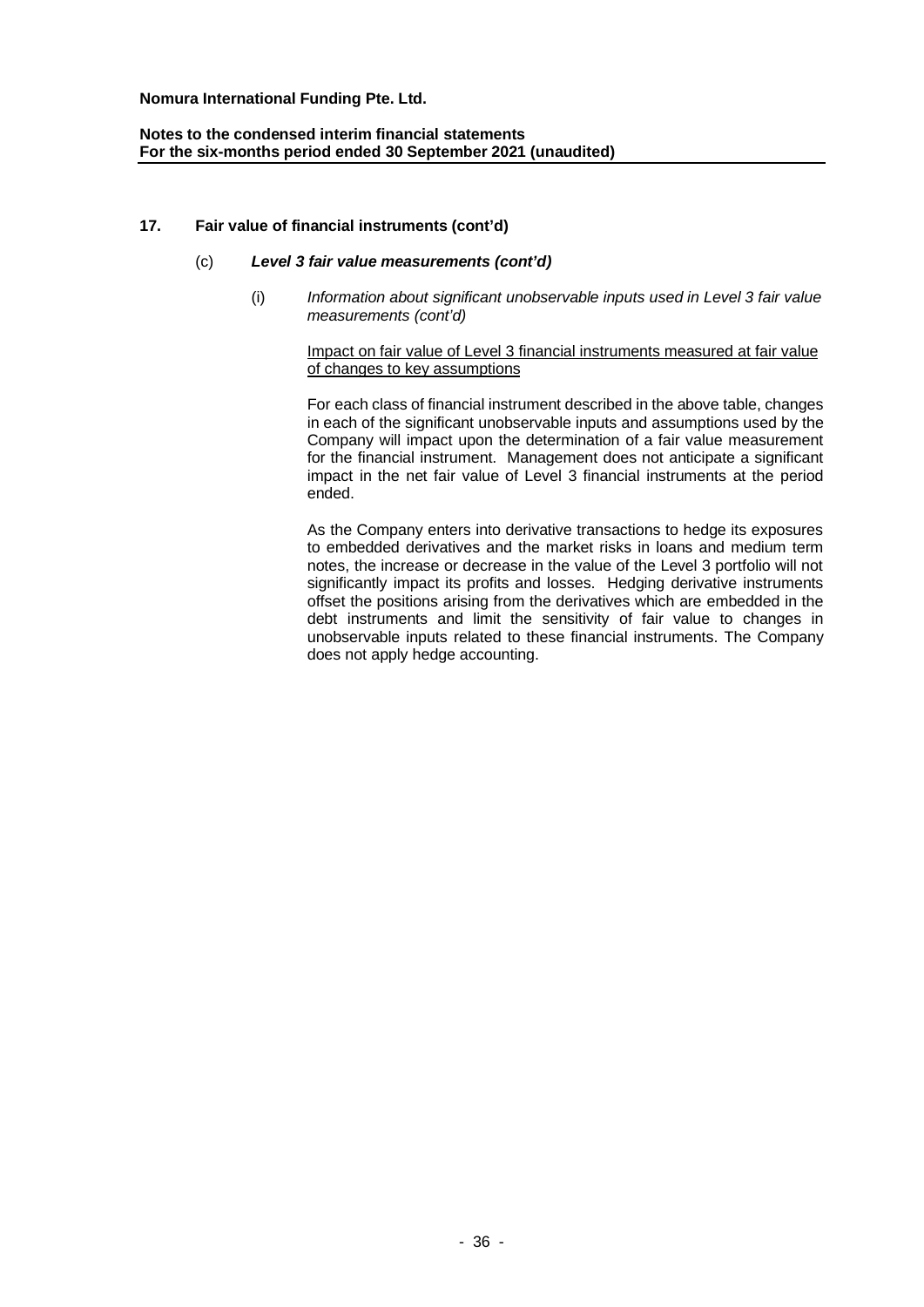## 17. Fair value of financial instruments (cont'd)

### (c) *Level 3 fair value measurements (cont'd)*

(i) *Information about significant unobservable inputs used in Level 3 fair value measurements (cont'd)*

Impact on fair value of Level 3 financial instruments measured at fair value of changes to key assumptions

For each class of financial instrument described in the above table, changes in each of the significant unobservable inputs and assumptions used by the Company will impact upon the determination of a fair value measurement for the financial instrument. Management does not anticipate a significant impact in the net fair value of Level 3 financial instruments at the period ended.

As the Company enters into derivative transactions to hedge its exposures to embedded derivatives and the market risks in loans and medium term notes, the increase or decrease in the value of the Level 3 portfolio will not significantly impact its profits and losses. Hedging derivative instruments offset the positions arising from the derivatives which are embedded in the debt instruments and limit the sensitivity of fair value to changes in unobservable inputs related to these financial instruments. The Company does not apply hedge accounting.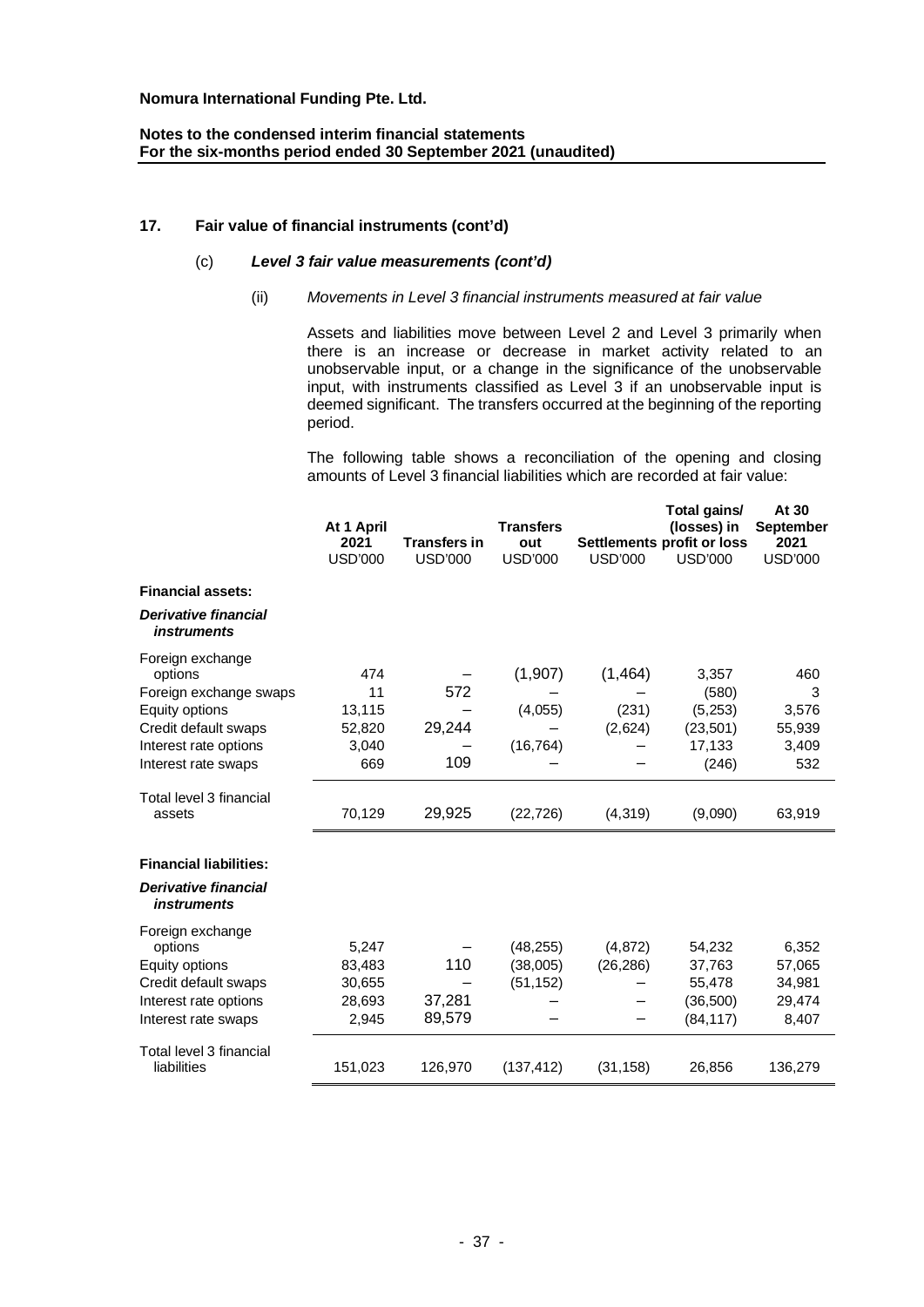**Nomura International Funding Pte. Ltd.**

**Notes to the condensed interim financial statements**
**For the six-months period ended 30 September 2021 (unaudited)**

## 17. Fair value of financial instruments (cont'd)

### (c) *Level 3 fair value measurements (cont'd)*

#### (ii) *Movements in Level 3 financial instruments measured at fair value*

Assets and liabilities move between Level 2 and Level 3 primarily when there is an increase or decrease in market activity related to an unobservable input, or a change in the significance of the unobservable input, with instruments classified as Level 3 if an unobservable input is deemed significant. The transfers occurred at the beginning of the reporting period.

The following table shows a reconciliation of the opening and closing amounts of Level 3 financial liabilities which are recorded at fair value:

| | At 1 April 2021 USD'000 | Transfers in USD'000 | Transfers out USD'000 | Settlements USD'000 | Total gains/ (losses) in profit or loss USD'000 | At 30 September 2021 USD'000 |
|---|---|---|---|---|---|---|
| **Financial assets:** | | | | | | |
| ***Derivative financial instruments*** | | | | | | |
| Foreign exchange options | 474 | – | (1,907) | (1,464) | 3,357 | 460 |
| Foreign exchange swaps | 11 | 572 | – | – | (580) | 3 |
| Equity options | 13,115 | – | (4,055) | (231) | (5,253) | 3,576 |
| Credit default swaps | 52,820 | 29,244 | – | (2,624) | (23,501) | 55,939 |
| Interest rate options | 3,040 | – | (16,764) | – | 17,133 | 3,409 |
| Interest rate swaps | 669 | 109 | – | – | (246) | 532 |
| Total level 3 financial assets | 70,129 | 29,925 | (22,726) | (4,319) | (9,090) | 63,919 |
| **Financial liabilities:** | | | | | | |
| ***Derivative financial instruments*** | | | | | | |
| Foreign exchange options | 5,247 | – | (48,255) | (4,872) | 54,232 | 6,352 |
| Equity options | 83,483 | 110 | (38,005) | (26,286) | 37,763 | 57,065 |
| Credit default swaps | 30,655 | – | (51,152) | – | 55,478 | 34,981 |
| Interest rate options | 28,693 | 37,281 | – | – | (36,500) | 29,474 |
| Interest rate swaps | 2,945 | 89,579 | – | – | (84,117) | 8,407 |
| Total level 3 financial liabilities | 151,023 | 126,970 | (137,412) | (31,158) | 26,856 | 136,279 |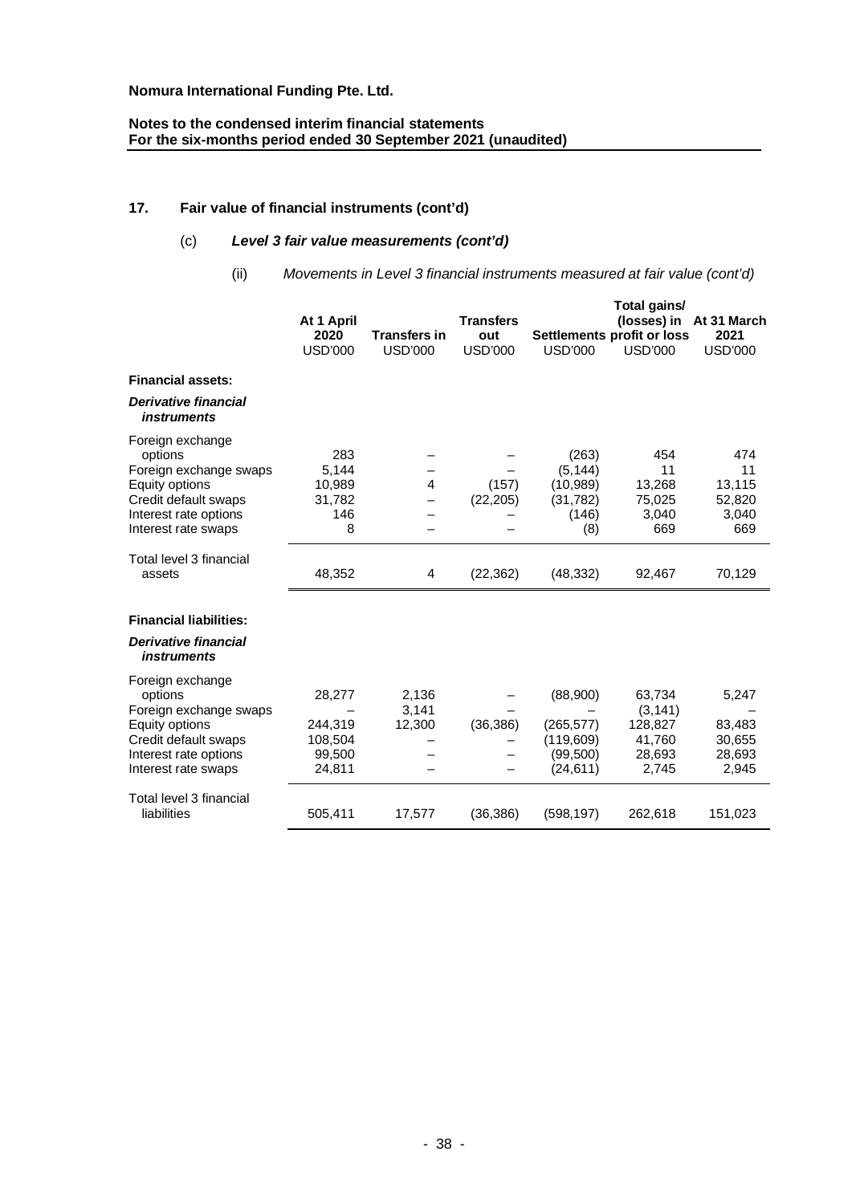**Nomura International Funding Pte. Ltd.**

**Notes to the condensed interim financial statements**
**For the six-months period ended 30 September 2021 (unaudited)**

## 17. Fair value of financial instruments (cont'd)

### (c) *Level 3 fair value measurements (cont'd)*

#### (ii) *Movements in Level 3 financial instruments measured at fair value (cont'd)*

| | At 1 April 2020 USD'000 | Transfers in USD'000 | Transfers out USD'000 | Settlements USD'000 | Total gains/ (losses) in profit or loss USD'000 | At 31 March 2021 USD'000 |
|---|---|---|---|---|---|---|
| **Financial assets:** | | | | | | |
| ***Derivative financial instruments*** | | | | | | |
| Foreign exchange options | 283 | – | – | (263) | 454 | 474 |
| Foreign exchange swaps | 5,144 | – | – | (5,144) | 11 | 11 |
| Equity options | 10,989 | 4 | (157) | (10,989) | 13,268 | 13,115 |
| Credit default swaps | 31,782 | – | (22,205) | (31,782) | 75,025 | 52,820 |
| Interest rate options | 146 | – | – | (146) | 3,040 | 3,040 |
| Interest rate swaps | 8 | – | – | (8) | 669 | 669 |
| Total level 3 financial assets | 48,352 | 4 | (22,362) | (48,332) | 92,467 | 70,129 |
| **Financial liabilities:** | | | | | | |
| ***Derivative financial instruments*** | | | | | | |
| Foreign exchange options | 28,277 | 2,136 | – | (88,900) | 63,734 | 5,247 |
| Foreign exchange swaps | – | 3,141 | – | – | (3,141) | – |
| Equity options | 244,319 | 12,300 | (36,386) | (265,577) | 128,827 | 83,483 |
| Credit default swaps | 108,504 | – | – | (119,609) | 41,760 | 30,655 |
| Interest rate options | 99,500 | – | – | (99,500) | 28,693 | 28,693 |
| Interest rate swaps | 24,811 | – | – | (24,611) | 2,745 | 2,945 |
| Total level 3 financial liabilities | 505,411 | 17,577 | (36,386) | (598,197) | 262,618 | 151,023 |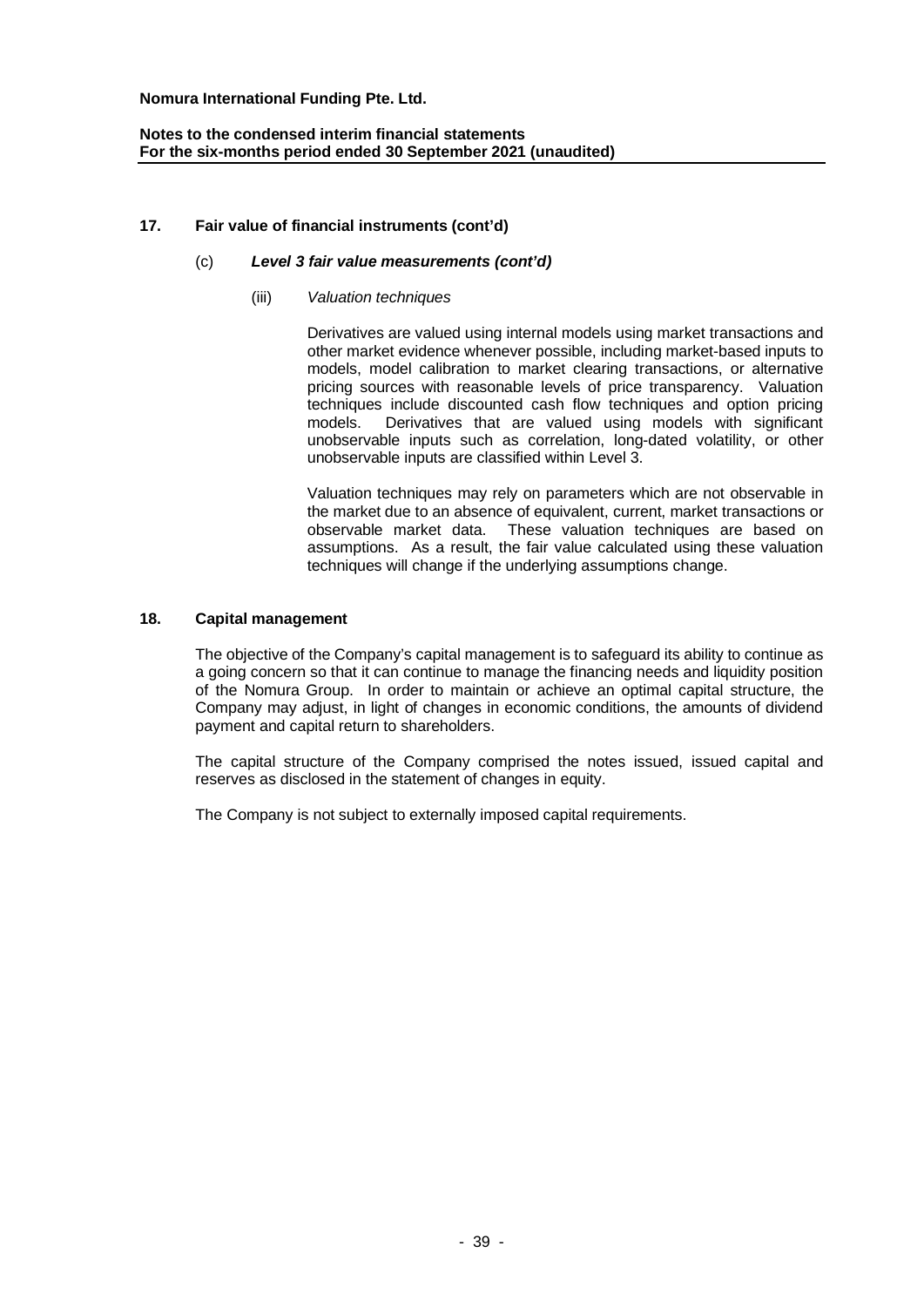## 17. Fair value of financial instruments (cont'd)

### (c) *Level 3 fair value measurements (cont'd)*

#### (iii) *Valuation techniques*

Derivatives are valued using internal models using market transactions and other market evidence whenever possible, including market-based inputs to models, model calibration to market clearing transactions, or alternative pricing sources with reasonable levels of price transparency. Valuation techniques include discounted cash flow techniques and option pricing models. Derivatives that are valued using models with significant unobservable inputs such as correlation, long-dated volatility, or other unobservable inputs are classified within Level 3.

Valuation techniques may rely on parameters which are not observable in the market due to an absence of equivalent, current, market transactions or observable market data. These valuation techniques are based on assumptions. As a result, the fair value calculated using these valuation techniques will change if the underlying assumptions change.

## 18. Capital management

The objective of the Company's capital management is to safeguard its ability to continue as a going concern so that it can continue to manage the financing needs and liquidity position of the Nomura Group. In order to maintain or achieve an optimal capital structure, the Company may adjust, in light of changes in economic conditions, the amounts of dividend payment and capital return to shareholders.

The capital structure of the Company comprised the notes issued, issued capital and reserves as disclosed in the statement of changes in equity.

The Company is not subject to externally imposed capital requirements.